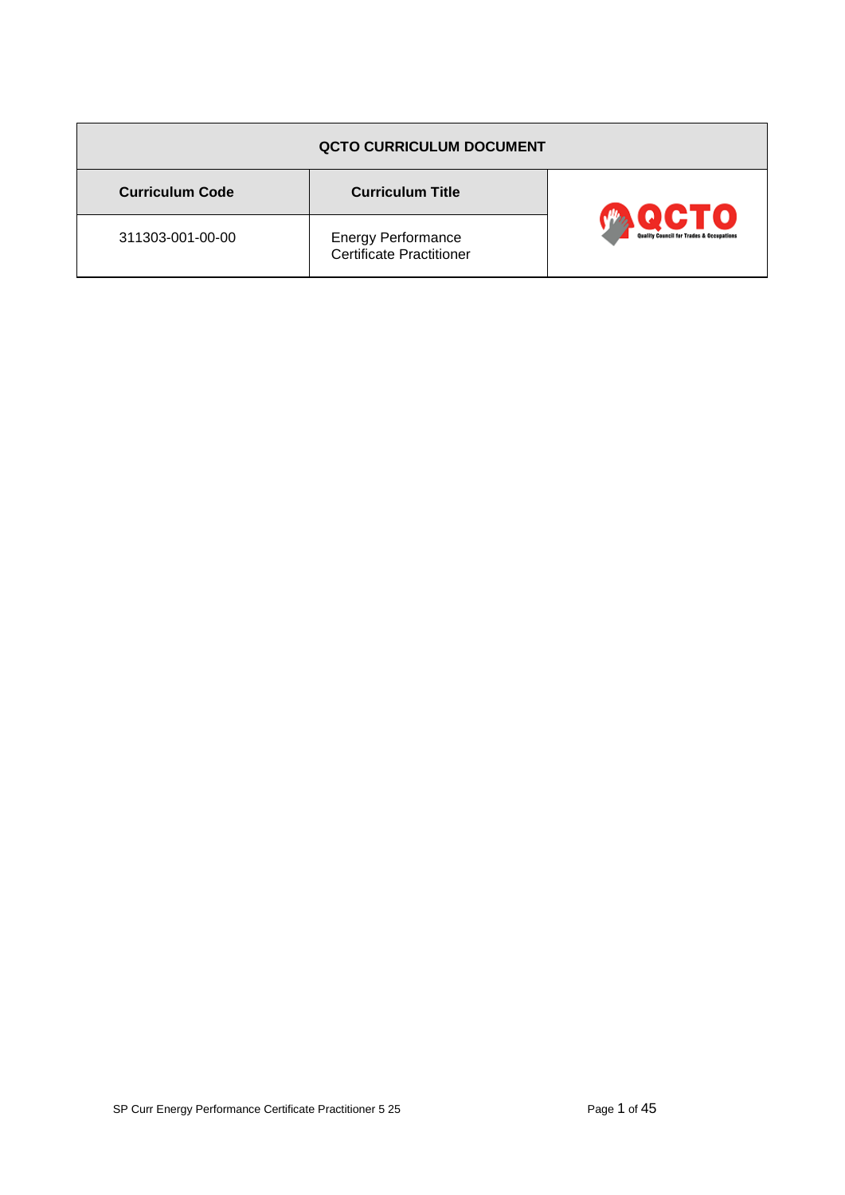| QCTO CURRICULUM DOCUMENT | | |
|---|---|---|
| **Curriculum Code** | **Curriculum Title** | QCTO Quality Council for Trades & Occupations |
| 311303-001-00-00 | Energy Performance Certificate Practitioner | |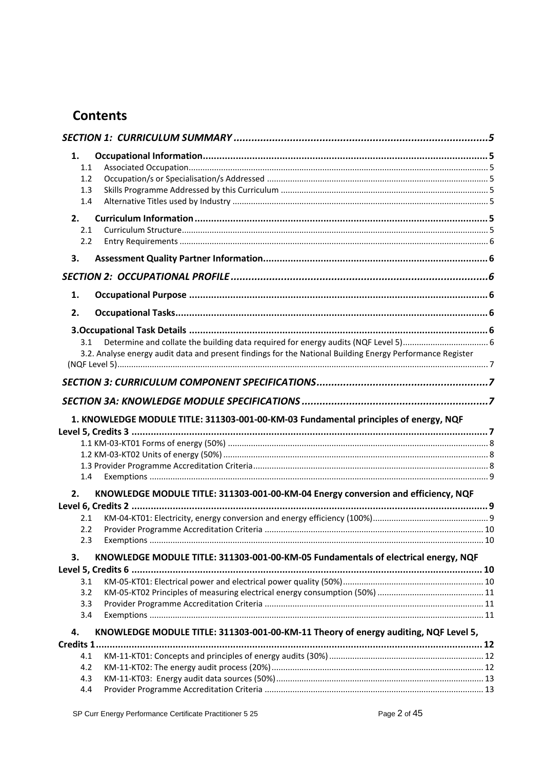# Contents

*SECTION 1: CURRICULUM SUMMARY* ..... 5

**1. Occupational Information** ..... 5

- 1.1 Associated Occupation ..... 5
- 1.2 Occupation/s or Specialisation/s Addressed ..... 5
- 1.3 Skills Programme Addressed by this Curriculum ..... 5
- 1.4 Alternative Titles used by Industry ..... 5

**2. Curriculum Information** ..... 5

- 2.1 Curriculum Structure ..... 5
- 2.2 Entry Requirements ..... 6

**3. Assessment Quality Partner Information** ..... 6

*SECTION 2: OCCUPATIONAL PROFILE* ..... 6

**1. Occupational Purpose** ..... 6

**2. Occupational Tasks** ..... 6

**3. Occupational Task Details** ..... 6

- 3.1 Determine and collate the building data required for energy audits (NQF Level 5) ..... 6
- 3.2. Analyse energy audit data and present findings for the National Building Energy Performance Register (NQF Level 5) ..... 7

*SECTION 3: CURRICULUM COMPONENT SPECIFICATIONS* ..... 7

*SECTION 3A: KNOWLEDGE MODULE SPECIFICATIONS* ..... 7

**1. KNOWLEDGE MODULE TITLE: 311303-001-00-KM-03 Fundamental principles of energy, NQF Level 5, Credits 3** ..... 7

- 1.1 KM-03-KT01 Forms of energy (50%) ..... 8
- 1.2 KM-03-KT02 Units of energy (50%) ..... 8
- 1.3 Provider Programme Accreditation Criteria ..... 8
- 1.4 Exemptions ..... 9

**2. KNOWLEDGE MODULE TITLE: 311303-001-00-KM-04 Energy conversion and efficiency, NQF Level 6, Credits 2** ..... 9

- 2.1 KM-04-KT01: Electricity, energy conversion and energy efficiency (100%) ..... 9
- 2.2 Provider Programme Accreditation Criteria ..... 10
- 2.3 Exemptions ..... 10

**3. KNOWLEDGE MODULE TITLE: 311303-001-00-KM-05 Fundamentals of electrical energy, NQF Level 5, Credits 6** ..... 10

- 3.1 KM-05-KT01: Electrical power and electrical power quality (50%) ..... 10
- 3.2 KM-05-KT02 Principles of measuring electrical energy consumption (50%) ..... 11
- 3.3 Provider Programme Accreditation Criteria ..... 11
- 3.4 Exemptions ..... 11

**4. KNOWLEDGE MODULE TITLE: 311303-001-00-KM-11 Theory of energy auditing, NQF Level 5, Credits 1** ..... 12

- 4.1 KM-11-KT01: Concepts and principles of energy audits (30%) ..... 12
- 4.2 KM-11-KT02: The energy audit process (20%) ..... 12
- 4.3 KM-11-KT03: Energy audit data sources (50%) ..... 13
- 4.4 Provider Programme Accreditation Criteria ..... 13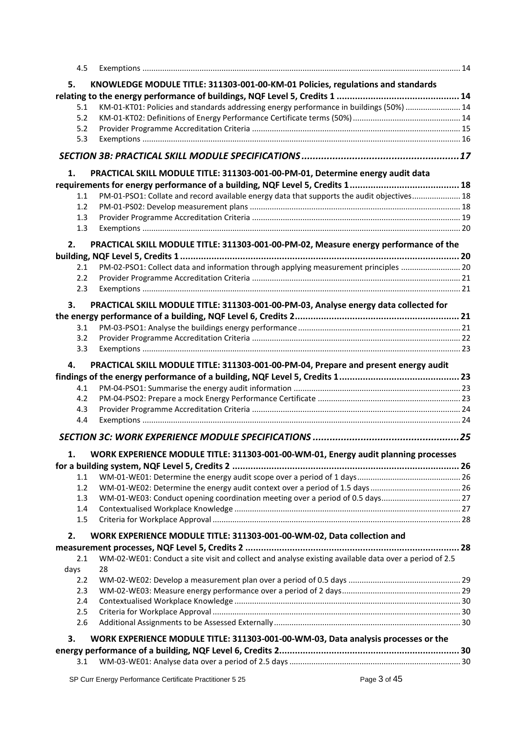4.5 Exemptions ... 14

**5. KNOWLEDGE MODULE TITLE: 311303-001-00-KM-01 Policies, regulations and standards relating to the energy performance of buildings, NQF Level 5, Credits 1 ... 14**

5.1 KM-01-KT01: Policies and standards addressing energy performance in buildings (50%) ... 14
5.2 KM-01-KT02: Definitions of Energy Performance Certificate terms (50%) ... 14
5.2 Provider Programme Accreditation Criteria ... 15
5.3 Exemptions ... 16

***SECTION 3B: PRACTICAL SKILL MODULE SPECIFICATIONS ... 17***

**1. PRACTICAL SKILL MODULE TITLE: 311303-001-00-PM-01, Determine energy audit data requirements for energy performance of a building, NQF Level 5, Credits 1 ... 18**

1.1 PM-01-PSO1: Collate and record available energy data that supports the audit objectives ... 18
1.2 PM-01-PS02: Develop measurement plans ... 18
1.3 Provider Programme Accreditation Criteria ... 19
1.3 Exemptions ... 20

**2. PRACTICAL SKILL MODULE TITLE: 311303-001-00-PM-02, Measure energy performance of the building, NQF Level 5, Credits 1 ... 20**

2.1 PM-02-PSO1: Collect data and information through applying measurement principles ... 20
2.2 Provider Programme Accreditation Criteria ... 21
2.3 Exemptions ... 21

**3. PRACTICAL SKILL MODULE TITLE: 311303-001-00-PM-03, Analyse energy data collected for the energy performance of a building, NQF Level 6, Credits 2 ... 21**

3.1 PM-03-PSO1: Analyse the buildings energy performance ... 21
3.2 Provider Programme Accreditation Criteria ... 22
3.3 Exemptions ... 23

**4. PRACTICAL SKILL MODULE TITLE: 311303-001-00-PM-04, Prepare and present energy audit findings of the energy performance of a building, NQF Level 5, Credits 1 ... 23**

4.1 PM-04-PSO1: Summarise the energy audit information ... 23
4.2 PM-04-PSO2: Prepare a mock Energy Performance Certificate ... 23
4.3 Provider Programme Accreditation Criteria ... 24
4.4 Exemptions ... 24

***SECTION 3C: WORK EXPERIENCE MODULE SPECIFICATIONS ... 25***

**1. WORK EXPERIENCE MODULE TITLE: 311303-001-00-WM-01, Energy audit planning processes for a building system, NQF Level 5, Credits 2 ... 26**

1.1 WM-01-WE01: Determine the energy audit scope over a period of 1 days ... 26
1.2 WM-01-WE02: Determine the energy audit context over a period of 1.5 days ... 26
1.3 WM-01-WE03: Conduct opening coordination meeting over a period of 0.5 days ... 27
1.4 Contextualised Workplace Knowledge ... 27
1.5 Criteria for Workplace Approval ... 28

**2. WORK EXPERIENCE MODULE TITLE: 311303-001-00-WM-02, Data collection and measurement processes, NQF Level 5, Credits 2 ... 28**

2.1 WM-02-WE01: Conduct a site visit and collect and analyse existing available data over a period of 2.5 days 28
2.2 WM-02-WE02: Develop a measurement plan over a period of 0.5 days ... 29
2.3 WM-02-WE03: Measure energy performance over a period of 2 days ... 29
2.4 Contextualised Workplace Knowledge ... 30
2.5 Criteria for Workplace Approval ... 30
2.6 Additional Assignments to be Assessed Externally ... 30

**3. WORK EXPERIENCE MODULE TITLE: 311303-001-00-WM-03, Data analysis processes or the energy performance of a building, NQF Level 6, Credits 2 ... 30**

3.1 WM-03-WE01: Analyse data over a period of 2.5 days ... 30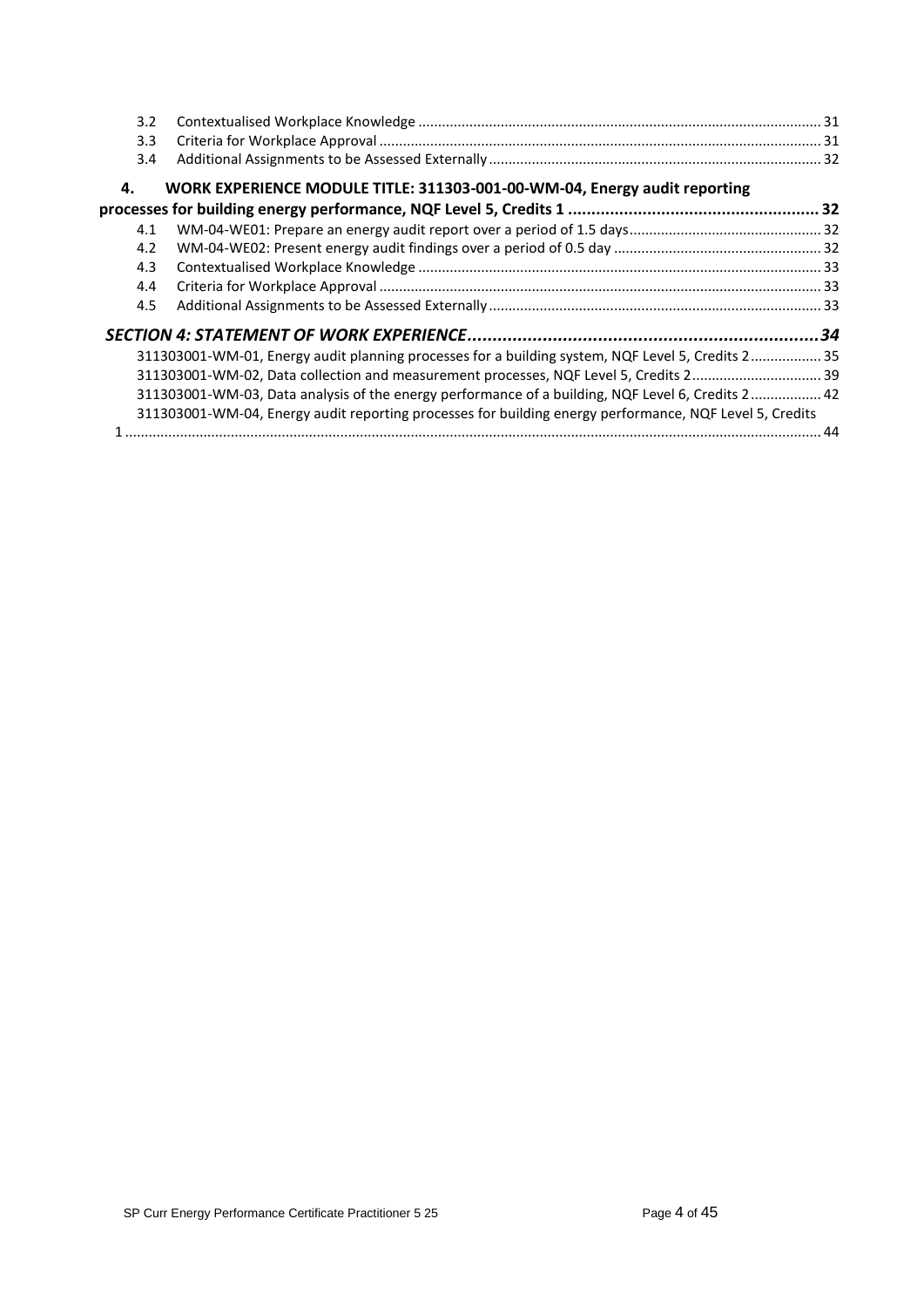3.2 Contextualised Workplace Knowledge ..... 31
3.3 Criteria for Workplace Approval ..... 31
3.4 Additional Assignments to be Assessed Externally ..... 32

**4. WORK EXPERIENCE MODULE TITLE: 311303-001-00-WM-04, Energy audit reporting processes for building energy performance, NQF Level 5, Credits 1 ..... 32**

4.1 WM-04-WE01: Prepare an energy audit report over a period of 1.5 days ..... 32
4.2 WM-04-WE02: Present energy audit findings over a period of 0.5 day ..... 32
4.3 Contextualised Workplace Knowledge ..... 33
4.4 Criteria for Workplace Approval ..... 33
4.5 Additional Assignments to be Assessed Externally ..... 33

***SECTION 4: STATEMENT OF WORK EXPERIENCE ..... 34***

311303001-WM-01, Energy audit planning processes for a building system, NQF Level 5, Credits 2 ..... 35
311303001-WM-02, Data collection and measurement processes, NQF Level 5, Credits 2 ..... 39
311303001-WM-03, Data analysis of the energy performance of a building, NQF Level 6, Credits 2 ..... 42
311303001-WM-04, Energy audit reporting processes for building energy performance, NQF Level 5, Credits 1 ..... 44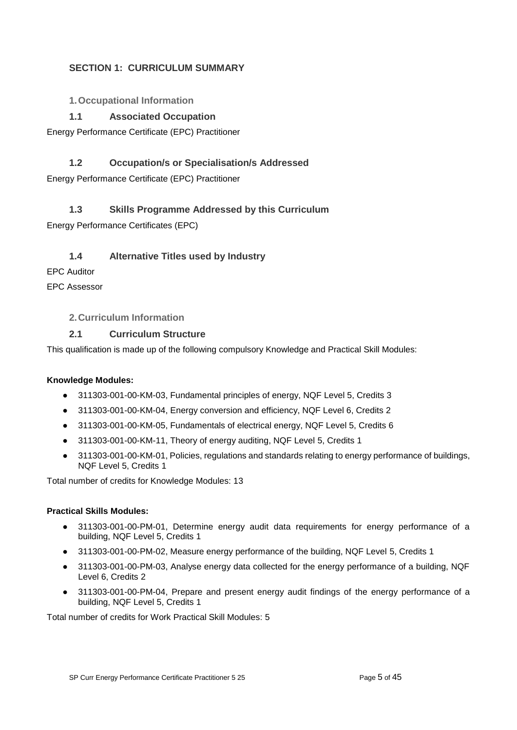## SECTION 1: CURRICULUM SUMMARY

### 1. Occupational Information

### 1.1 Associated Occupation

Energy Performance Certificate (EPC) Practitioner

### 1.2 Occupation/s or Specialisation/s Addressed

Energy Performance Certificate (EPC) Practitioner

### 1.3 Skills Programme Addressed by this Curriculum

Energy Performance Certificates (EPC)

### 1.4 Alternative Titles used by Industry

EPC Auditor

EPC Assessor

### 2. Curriculum Information

### 2.1 Curriculum Structure

This qualification is made up of the following compulsory Knowledge and Practical Skill Modules:

**Knowledge Modules:**

- 311303-001-00-KM-03, Fundamental principles of energy, NQF Level 5, Credits 3
- 311303-001-00-KM-04, Energy conversion and efficiency, NQF Level 6, Credits 2
- 311303-001-00-KM-05, Fundamentals of electrical energy, NQF Level 5, Credits 6
- 311303-001-00-KM-11, Theory of energy auditing, NQF Level 5, Credits 1
- 311303-001-00-KM-01, Policies, regulations and standards relating to energy performance of buildings, NQF Level 5, Credits 1

Total number of credits for Knowledge Modules: 13

**Practical Skills Modules:**

- 311303-001-00-PM-01, Determine energy audit data requirements for energy performance of a building, NQF Level 5, Credits 1
- 311303-001-00-PM-02, Measure energy performance of the building, NQF Level 5, Credits 1
- 311303-001-00-PM-03, Analyse energy data collected for the energy performance of a building, NQF Level 6, Credits 2
- 311303-001-00-PM-04, Prepare and present energy audit findings of the energy performance of a building, NQF Level 5, Credits 1

Total number of credits for Work Practical Skill Modules: 5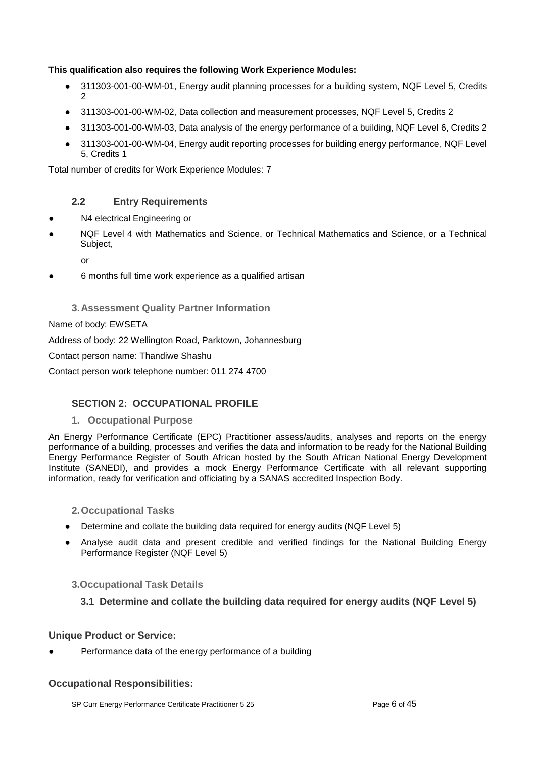**This qualification also requires the following Work Experience Modules:**

- 311303-001-00-WM-01, Energy audit planning processes for a building system, NQF Level 5, Credits 2
- 311303-001-00-WM-02, Data collection and measurement processes, NQF Level 5, Credits 2
- 311303-001-00-WM-03, Data analysis of the energy performance of a building, NQF Level 6, Credits 2
- 311303-001-00-WM-04, Energy audit reporting processes for building energy performance, NQF Level 5, Credits 1

Total number of credits for Work Experience Modules: 7

### 2.2 Entry Requirements

- N4 electrical Engineering or
- NQF Level 4 with Mathematics and Science, or Technical Mathematics and Science, or a Technical Subject,

  or
- 6 months full time work experience as a qualified artisan

### 3. Assessment Quality Partner Information

Name of body: EWSETA

Address of body: 22 Wellington Road, Parktown, Johannesburg

Contact person name: Thandiwe Shashu

Contact person work telephone number: 011 274 4700

## SECTION 2: OCCUPATIONAL PROFILE

### 1. Occupational Purpose

An Energy Performance Certificate (EPC) Practitioner assess/audits, analyses and reports on the energy performance of a building, processes and verifies the data and information to be ready for the National Building Energy Performance Register of South African hosted by the South African National Energy Development Institute (SANEDI), and provides a mock Energy Performance Certificate with all relevant supporting information, ready for verification and officiating by a SANAS accredited Inspection Body.

### 2. Occupational Tasks

- Determine and collate the building data required for energy audits (NQF Level 5)
- Analyse audit data and present credible and verified findings for the National Building Energy Performance Register (NQF Level 5)

### 3. Occupational Task Details

#### 3.1 Determine and collate the building data required for energy audits (NQF Level 5)

**Unique Product or Service:**

- Performance data of the energy performance of a building

**Occupational Responsibilities:**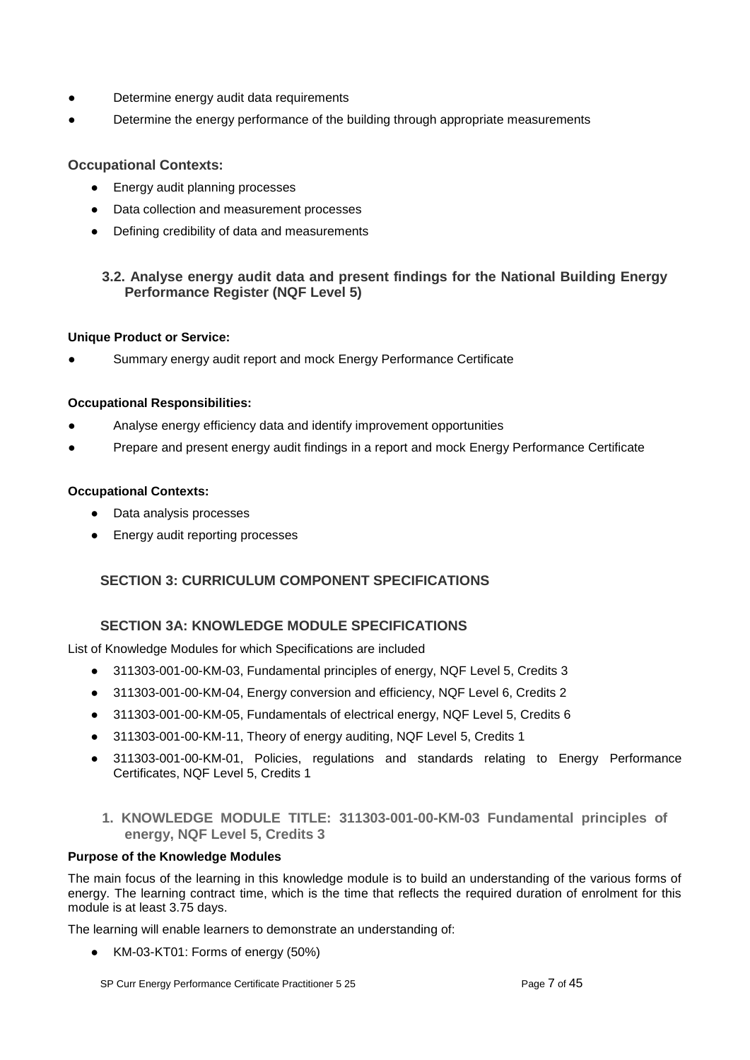- Determine energy audit data requirements
- Determine the energy performance of the building through appropriate measurements

**Occupational Contexts:**

- Energy audit planning processes
- Data collection and measurement processes
- Defining credibility of data and measurements

### 3.2. Analyse energy audit data and present findings for the National Building Energy Performance Register (NQF Level 5)

**Unique Product or Service:**

- Summary energy audit report and mock Energy Performance Certificate

**Occupational Responsibilities:**

- Analyse energy efficiency data and identify improvement opportunities
- Prepare and present energy audit findings in a report and mock Energy Performance Certificate

**Occupational Contexts:**

- Data analysis processes
- Energy audit reporting processes

## SECTION 3: CURRICULUM COMPONENT SPECIFICATIONS

## SECTION 3A: KNOWLEDGE MODULE SPECIFICATIONS

List of Knowledge Modules for which Specifications are included

- 311303-001-00-KM-03, Fundamental principles of energy, NQF Level 5, Credits 3
- 311303-001-00-KM-04, Energy conversion and efficiency, NQF Level 6, Credits 2
- 311303-001-00-KM-05, Fundamentals of electrical energy, NQF Level 5, Credits 6
- 311303-001-00-KM-11, Theory of energy auditing, NQF Level 5, Credits 1
- 311303-001-00-KM-01, Policies, regulations and standards relating to Energy Performance Certificates, NQF Level 5, Credits 1

### 1. KNOWLEDGE MODULE TITLE: 311303-001-00-KM-03 Fundamental principles of energy, NQF Level 5, Credits 3

**Purpose of the Knowledge Modules**

The main focus of the learning in this knowledge module is to build an understanding of the various forms of energy. The learning contract time, which is the time that reflects the required duration of enrolment for this module is at least 3.75 days.

The learning will enable learners to demonstrate an understanding of:

- KM-03-KT01: Forms of energy (50%)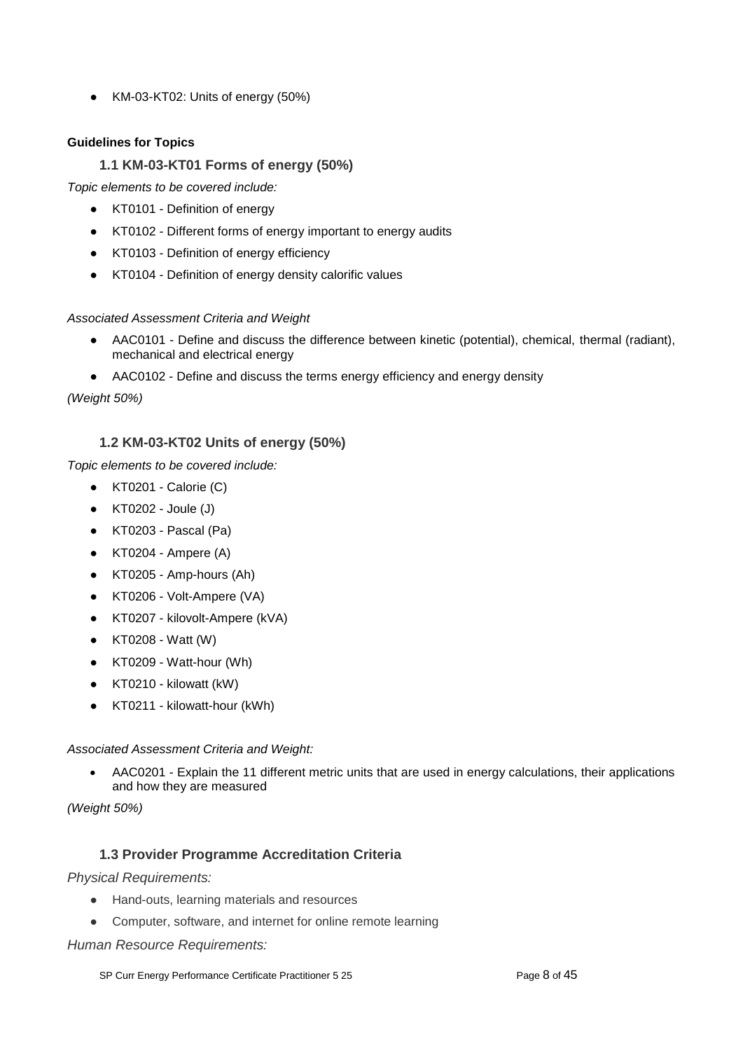- KM-03-KT02: Units of energy (50%)

**Guidelines for Topics**

### 1.1 KM-03-KT01 Forms of energy (50%)

*Topic elements to be covered include:*

- KT0101 - Definition of energy
- KT0102 - Different forms of energy important to energy audits
- KT0103 - Definition of energy efficiency
- KT0104 - Definition of energy density calorific values

*Associated Assessment Criteria and Weight*

- AAC0101 - Define and discuss the difference between kinetic (potential), chemical, thermal (radiant), mechanical and electrical energy
- AAC0102 - Define and discuss the terms energy efficiency and energy density

*(Weight 50%)*

### 1.2 KM-03-KT02 Units of energy (50%)

*Topic elements to be covered include:*

- KT0201 - Calorie (C)
- KT0202 - Joule (J)
- KT0203 - Pascal (Pa)
- KT0204 - Ampere (A)
- KT0205 - Amp-hours (Ah)
- KT0206 - Volt-Ampere (VA)
- KT0207 - kilovolt-Ampere (kVA)
- KT0208 - Watt (W)
- KT0209 - Watt-hour (Wh)
- KT0210 - kilowatt (kW)
- KT0211 - kilowatt-hour (kWh)

*Associated Assessment Criteria and Weight:*

- AAC0201 - Explain the 11 different metric units that are used in energy calculations, their applications and how they are measured

*(Weight 50%)*

### 1.3 Provider Programme Accreditation Criteria

*Physical Requirements:*

- Hand-outs, learning materials and resources
- Computer, software, and internet for online remote learning

*Human Resource Requirements:*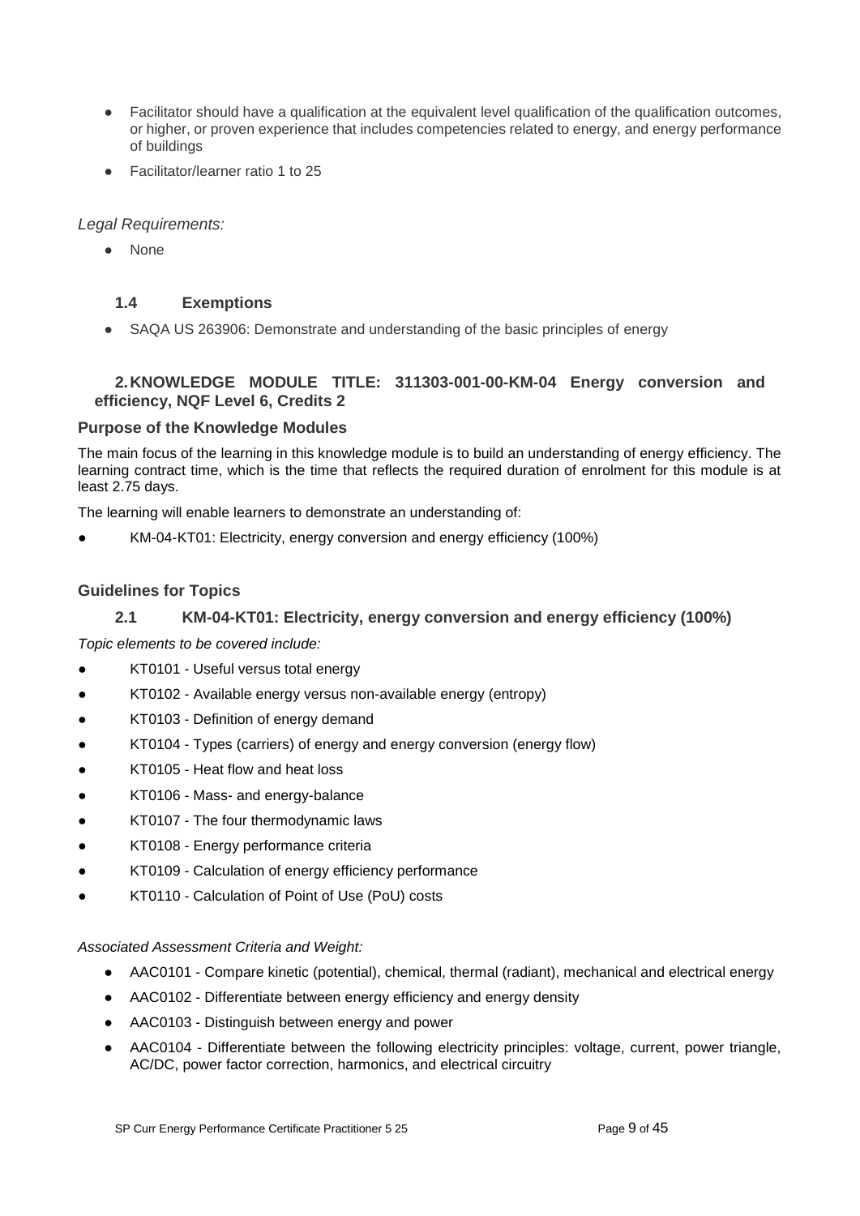- Facilitator should have a qualification at the equivalent level qualification of the qualification outcomes, or higher, or proven experience that includes competencies related to energy, and energy performance of buildings
- Facilitator/learner ratio 1 to 25

*Legal Requirements:*

- None

### 1.4 Exemptions

- SAQA US 263906: Demonstrate and understanding of the basic principles of energy

## 2. KNOWLEDGE MODULE TITLE: 311303-001-00-KM-04 Energy conversion and efficiency, NQF Level 6, Credits 2

### Purpose of the Knowledge Modules

The main focus of the learning in this knowledge module is to build an understanding of energy efficiency. The learning contract time, which is the time that reflects the required duration of enrolment for this module is at least 2.75 days.

The learning will enable learners to demonstrate an understanding of:

- KM-04-KT01: Electricity, energy conversion and energy efficiency (100%)

### Guidelines for Topics

### 2.1 KM-04-KT01: Electricity, energy conversion and energy efficiency (100%)

*Topic elements to be covered include:*

- KT0101 - Useful versus total energy
- KT0102 - Available energy versus non-available energy (entropy)
- KT0103 - Definition of energy demand
- KT0104 - Types (carriers) of energy and energy conversion (energy flow)
- KT0105 - Heat flow and heat loss
- KT0106 - Mass- and energy-balance
- KT0107 - The four thermodynamic laws
- KT0108 - Energy performance criteria
- KT0109 - Calculation of energy efficiency performance
- KT0110 - Calculation of Point of Use (PoU) costs

*Associated Assessment Criteria and Weight:*

- AAC0101 - Compare kinetic (potential), chemical, thermal (radiant), mechanical and electrical energy
- AAC0102 - Differentiate between energy efficiency and energy density
- AAC0103 - Distinguish between energy and power
- AAC0104 - Differentiate between the following electricity principles: voltage, current, power triangle, AC/DC, power factor correction, harmonics, and electrical circuitry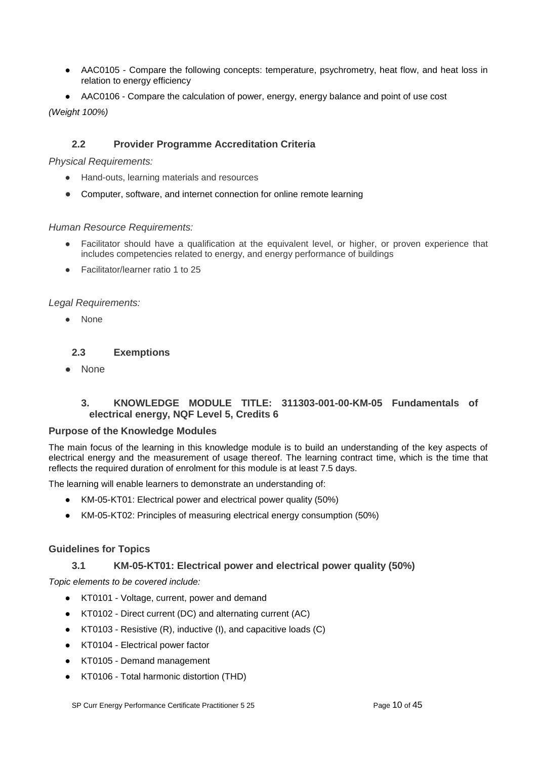- AAC0105 - Compare the following concepts: temperature, psychrometry, heat flow, and heat loss in relation to energy efficiency
- AAC0106 - Compare the calculation of power, energy, energy balance and point of use cost

*(Weight 100%)*

### 2.2 Provider Programme Accreditation Criteria

*Physical Requirements:*

- Hand-outs, learning materials and resources
- Computer, software, and internet connection for online remote learning

*Human Resource Requirements:*

- Facilitator should have a qualification at the equivalent level, or higher, or proven experience that includes competencies related to energy, and energy performance of buildings
- Facilitator/learner ratio 1 to 25

*Legal Requirements:*

- None

### 2.3 Exemptions

- None

## 3. KNOWLEDGE MODULE TITLE: 311303-001-00-KM-05 Fundamentals of electrical energy, NQF Level 5, Credits 6

**Purpose of the Knowledge Modules**

The main focus of the learning in this knowledge module is to build an understanding of the key aspects of electrical energy and the measurement of usage thereof. The learning contract time, which is the time that reflects the required duration of enrolment for this module is at least 7.5 days.

The learning will enable learners to demonstrate an understanding of:

- KM-05-KT01: Electrical power and electrical power quality (50%)
- KM-05-KT02: Principles of measuring electrical energy consumption (50%)

**Guidelines for Topics**

### 3.1 KM-05-KT01: Electrical power and electrical power quality (50%)

*Topic elements to be covered include:*

- KT0101 - Voltage, current, power and demand
- KT0102 - Direct current (DC) and alternating current (AC)
- KT0103 - Resistive (R), inductive (I), and capacitive loads (C)
- KT0104 - Electrical power factor
- KT0105 - Demand management
- KT0106 - Total harmonic distortion (THD)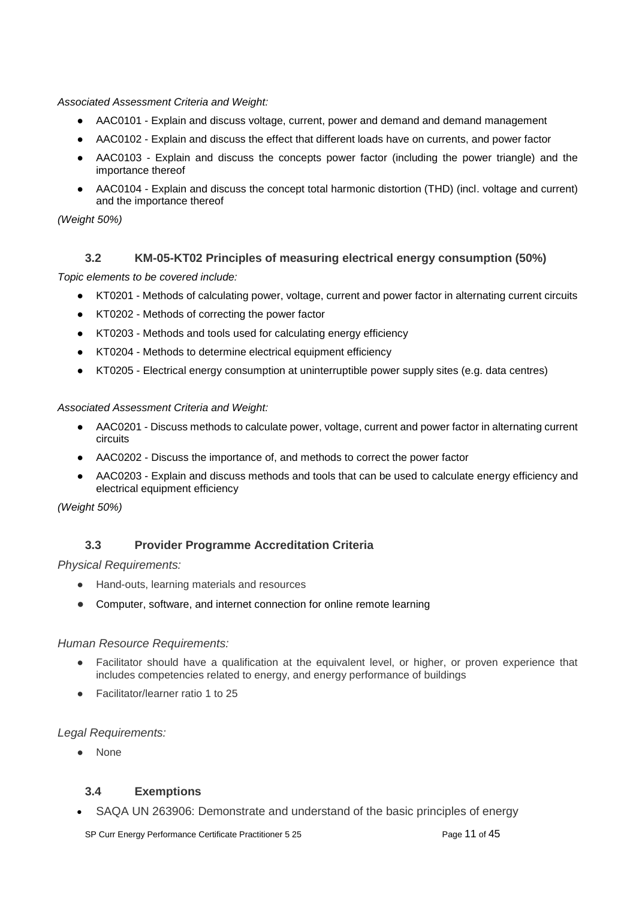*Associated Assessment Criteria and Weight:*

- AAC0101 - Explain and discuss voltage, current, power and demand and demand management
- AAC0102 - Explain and discuss the effect that different loads have on currents, and power factor
- AAC0103 - Explain and discuss the concepts power factor (including the power triangle) and the importance thereof
- AAC0104 - Explain and discuss the concept total harmonic distortion (THD) (incl. voltage and current) and the importance thereof

*(Weight 50%)*

### 3.2 KM-05-KT02 Principles of measuring electrical energy consumption (50%)

*Topic elements to be covered include:*

- KT0201 - Methods of calculating power, voltage, current and power factor in alternating current circuits
- KT0202 - Methods of correcting the power factor
- KT0203 - Methods and tools used for calculating energy efficiency
- KT0204 - Methods to determine electrical equipment efficiency
- KT0205 - Electrical energy consumption at uninterruptible power supply sites (e.g. data centres)

*Associated Assessment Criteria and Weight:*

- AAC0201 - Discuss methods to calculate power, voltage, current and power factor in alternating current circuits
- AAC0202 - Discuss the importance of, and methods to correct the power factor
- AAC0203 - Explain and discuss methods and tools that can be used to calculate energy efficiency and electrical equipment efficiency

*(Weight 50%)*

### 3.3 Provider Programme Accreditation Criteria

*Physical Requirements:*

- Hand-outs, learning materials and resources
- Computer, software, and internet connection for online remote learning

*Human Resource Requirements:*

- Facilitator should have a qualification at the equivalent level, or higher, or proven experience that includes competencies related to energy, and energy performance of buildings
- Facilitator/learner ratio 1 to 25

*Legal Requirements:*

- None

### 3.4 Exemptions

- SAQA UN 263906: Demonstrate and understand of the basic principles of energy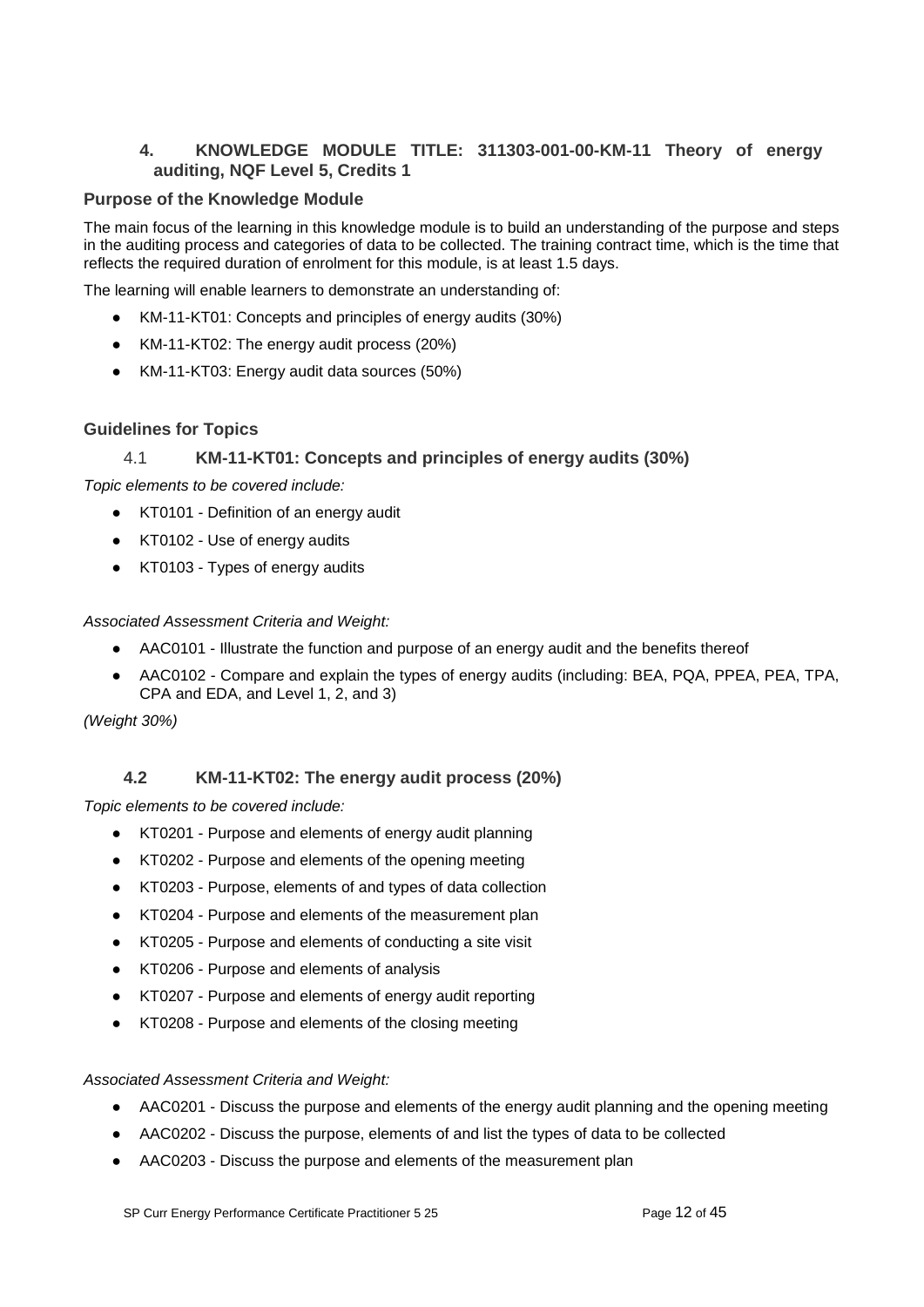## 4. KNOWLEDGE MODULE TITLE: 311303-001-00-KM-11 Theory of energy auditing, NQF Level 5, Credits 1

### Purpose of the Knowledge Module

The main focus of the learning in this knowledge module is to build an understanding of the purpose and steps in the auditing process and categories of data to be collected. The training contract time, which is the time that reflects the required duration of enrolment for this module, is at least 1.5 days.

The learning will enable learners to demonstrate an understanding of:

- KM-11-KT01: Concepts and principles of energy audits (30%)
- KM-11-KT02: The energy audit process (20%)
- KM-11-KT03: Energy audit data sources (50%)

### Guidelines for Topics

#### 4.1 KM-11-KT01: Concepts and principles of energy audits (30%)

*Topic elements to be covered include:*

- KT0101 - Definition of an energy audit
- KT0102 - Use of energy audits
- KT0103 - Types of energy audits

*Associated Assessment Criteria and Weight:*

- AAC0101 - Illustrate the function and purpose of an energy audit and the benefits thereof
- AAC0102 - Compare and explain the types of energy audits (including: BEA, PQA, PPEA, PEA, TPA, CPA and EDA, and Level 1, 2, and 3)

*(Weight 30%)*

#### 4.2 KM-11-KT02: The energy audit process (20%)

*Topic elements to be covered include:*

- KT0201 - Purpose and elements of energy audit planning
- KT0202 - Purpose and elements of the opening meeting
- KT0203 - Purpose, elements of and types of data collection
- KT0204 - Purpose and elements of the measurement plan
- KT0205 - Purpose and elements of conducting a site visit
- KT0206 - Purpose and elements of analysis
- KT0207 - Purpose and elements of energy audit reporting
- KT0208 - Purpose and elements of the closing meeting

*Associated Assessment Criteria and Weight:*

- AAC0201 - Discuss the purpose and elements of the energy audit planning and the opening meeting
- AAC0202 - Discuss the purpose, elements of and list the types of data to be collected
- AAC0203 - Discuss the purpose and elements of the measurement plan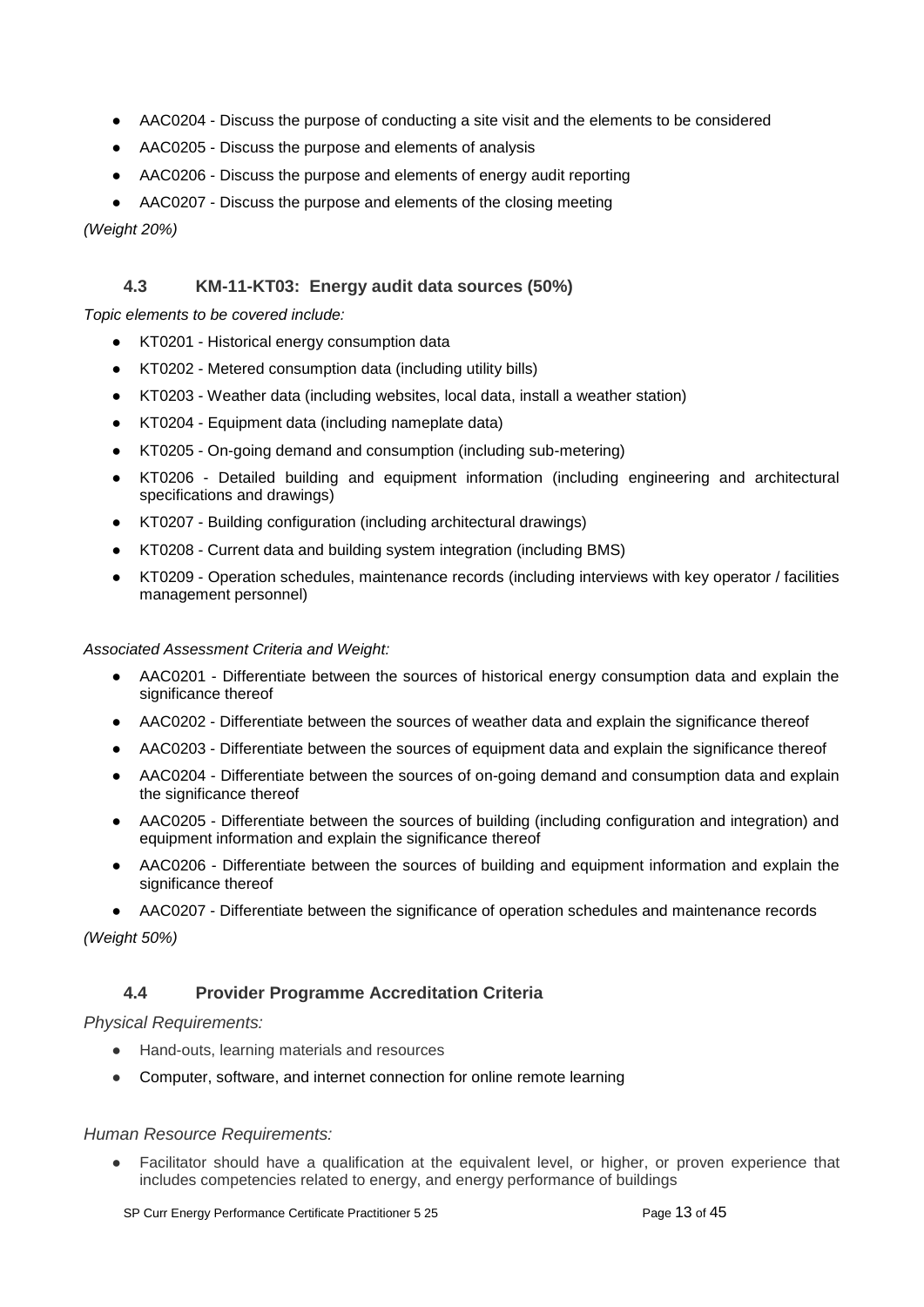- AAC0204 - Discuss the purpose of conducting a site visit and the elements to be considered
- AAC0205 - Discuss the purpose and elements of analysis
- AAC0206 - Discuss the purpose and elements of energy audit reporting
- AAC0207 - Discuss the purpose and elements of the closing meeting

*(Weight 20%)*

### 4.3 KM-11-KT03: Energy audit data sources (50%)

*Topic elements to be covered include:*

- KT0201 - Historical energy consumption data
- KT0202 - Metered consumption data (including utility bills)
- KT0203 - Weather data (including websites, local data, install a weather station)
- KT0204 - Equipment data (including nameplate data)
- KT0205 - On-going demand and consumption (including sub-metering)
- KT0206 - Detailed building and equipment information (including engineering and architectural specifications and drawings)
- KT0207 - Building configuration (including architectural drawings)
- KT0208 - Current data and building system integration (including BMS)
- KT0209 - Operation schedules, maintenance records (including interviews with key operator / facilities management personnel)

*Associated Assessment Criteria and Weight:*

- AAC0201 - Differentiate between the sources of historical energy consumption data and explain the significance thereof
- AAC0202 - Differentiate between the sources of weather data and explain the significance thereof
- AAC0203 - Differentiate between the sources of equipment data and explain the significance thereof
- AAC0204 - Differentiate between the sources of on-going demand and consumption data and explain the significance thereof
- AAC0205 - Differentiate between the sources of building (including configuration and integration) and equipment information and explain the significance thereof
- AAC0206 - Differentiate between the sources of building and equipment information and explain the significance thereof
- AAC0207 - Differentiate between the significance of operation schedules and maintenance records

*(Weight 50%)*

### 4.4 Provider Programme Accreditation Criteria

*Physical Requirements:*

- Hand-outs, learning materials and resources
- Computer, software, and internet connection for online remote learning

*Human Resource Requirements:*

- Facilitator should have a qualification at the equivalent level, or higher, or proven experience that includes competencies related to energy, and energy performance of buildings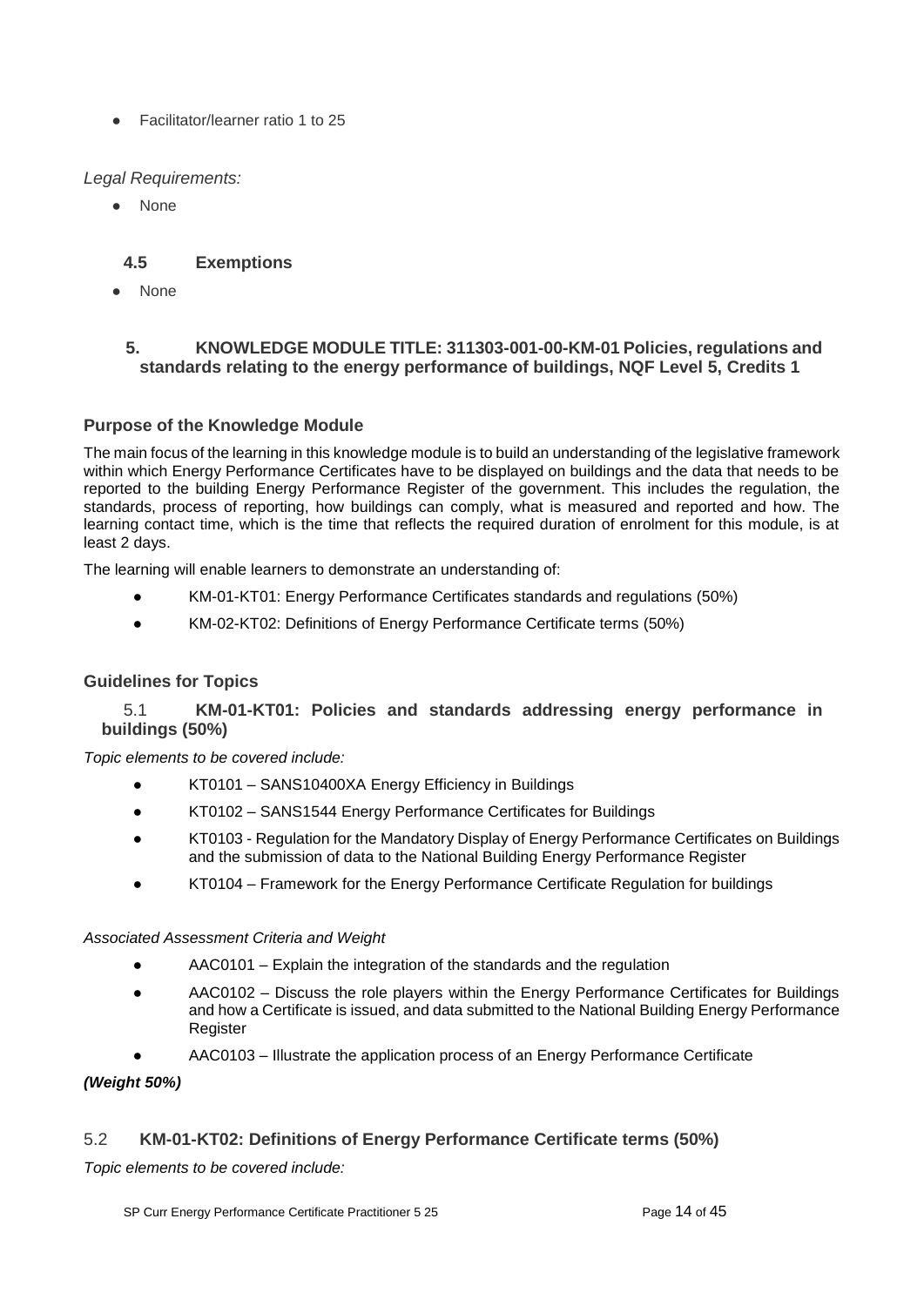- Facilitator/learner ratio 1 to 25

*Legal Requirements:*

- None

### 4.5 Exemptions

- None

## 5. KNOWLEDGE MODULE TITLE: 311303-001-00-KM-01 Policies, regulations and standards relating to the energy performance of buildings, NQF Level 5, Credits 1

### Purpose of the Knowledge Module

The main focus of the learning in this knowledge module is to build an understanding of the legislative framework within which Energy Performance Certificates have to be displayed on buildings and the data that needs to be reported to the building Energy Performance Register of the government. This includes the regulation, the standards, process of reporting, how buildings can comply, what is measured and reported and how. The learning contact time, which is the time that reflects the required duration of enrolment for this module, is at least 2 days.

The learning will enable learners to demonstrate an understanding of:

- KM-01-KT01: Energy Performance Certificates standards and regulations (50%)
- KM-02-KT02: Definitions of Energy Performance Certificate terms (50%)

### Guidelines for Topics

#### 5.1 KM-01-KT01: Policies and standards addressing energy performance in buildings (50%)

*Topic elements to be covered include:*

- KT0101 – SANS10400XA Energy Efficiency in Buildings
- KT0102 – SANS1544 Energy Performance Certificates for Buildings
- KT0103 - Regulation for the Mandatory Display of Energy Performance Certificates on Buildings and the submission of data to the National Building Energy Performance Register
- KT0104 – Framework for the Energy Performance Certificate Regulation for buildings

*Associated Assessment Criteria and Weight*

- AAC0101 – Explain the integration of the standards and the regulation
- AAC0102 – Discuss the role players within the Energy Performance Certificates for Buildings and how a Certificate is issued, and data submitted to the National Building Energy Performance Register
- AAC0103 – Illustrate the application process of an Energy Performance Certificate

***(Weight 50%)***

#### 5.2 KM-01-KT02: Definitions of Energy Performance Certificate terms (50%)

*Topic elements to be covered include:*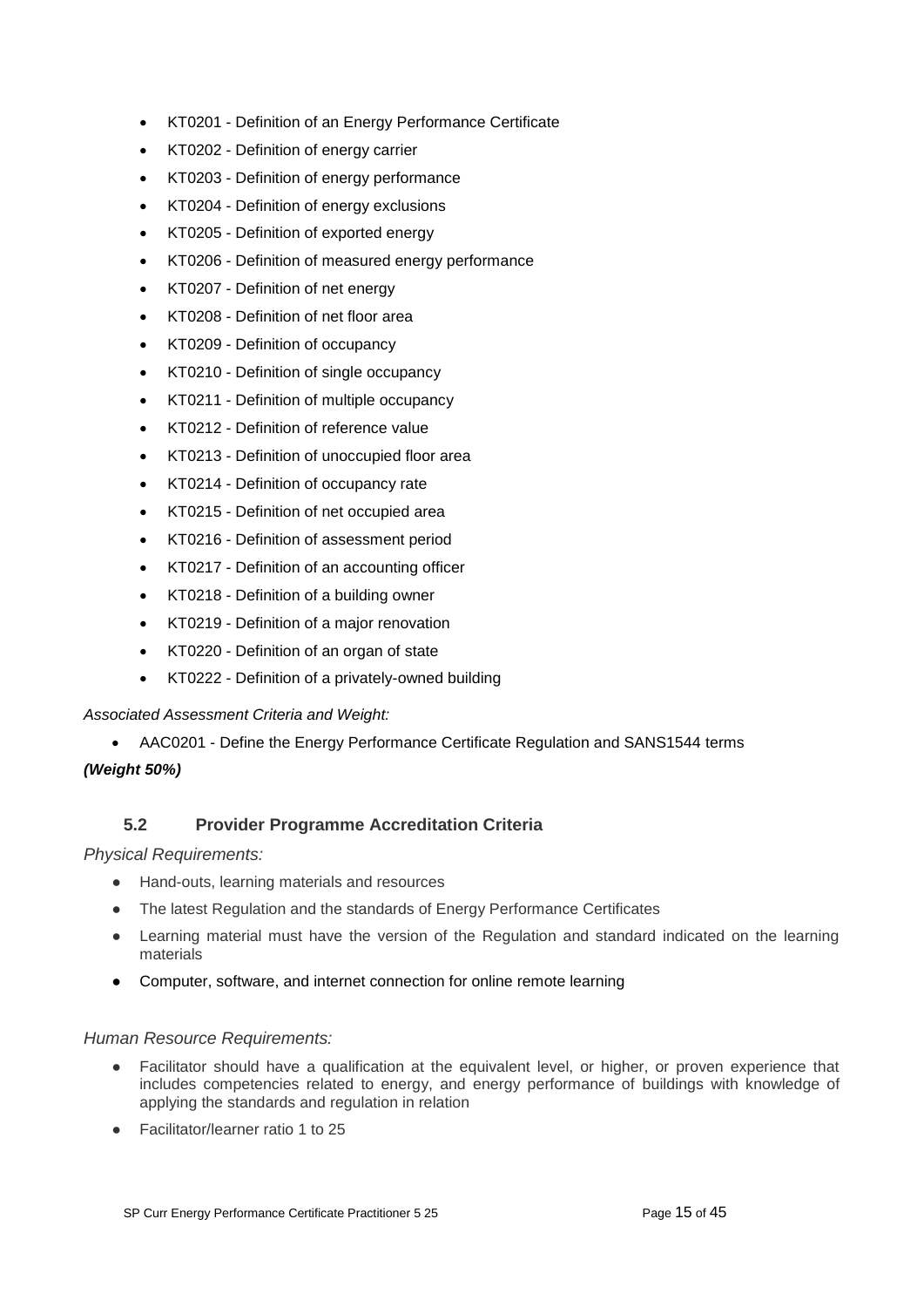- KT0201 - Definition of an Energy Performance Certificate
- KT0202 - Definition of energy carrier
- KT0203 - Definition of energy performance
- KT0204 - Definition of energy exclusions
- KT0205 - Definition of exported energy
- KT0206 - Definition of measured energy performance
- KT0207 - Definition of net energy
- KT0208 - Definition of net floor area
- KT0209 - Definition of occupancy
- KT0210 - Definition of single occupancy
- KT0211 - Definition of multiple occupancy
- KT0212 - Definition of reference value
- KT0213 - Definition of unoccupied floor area
- KT0214 - Definition of occupancy rate
- KT0215 - Definition of net occupied area
- KT0216 - Definition of assessment period
- KT0217 - Definition of an accounting officer
- KT0218 - Definition of a building owner
- KT0219 - Definition of a major renovation
- KT0220 - Definition of an organ of state
- KT0222 - Definition of a privately-owned building

*Associated Assessment Criteria and Weight:*

- AAC0201 - Define the Energy Performance Certificate Regulation and SANS1544 terms

***(Weight 50%)***

### 5.2 Provider Programme Accreditation Criteria

*Physical Requirements:*

- Hand-outs, learning materials and resources
- The latest Regulation and the standards of Energy Performance Certificates
- Learning material must have the version of the Regulation and standard indicated on the learning materials
- Computer, software, and internet connection for online remote learning

*Human Resource Requirements:*

- Facilitator should have a qualification at the equivalent level, or higher, or proven experience that includes competencies related to energy, and energy performance of buildings with knowledge of applying the standards and regulation in relation
- Facilitator/learner ratio 1 to 25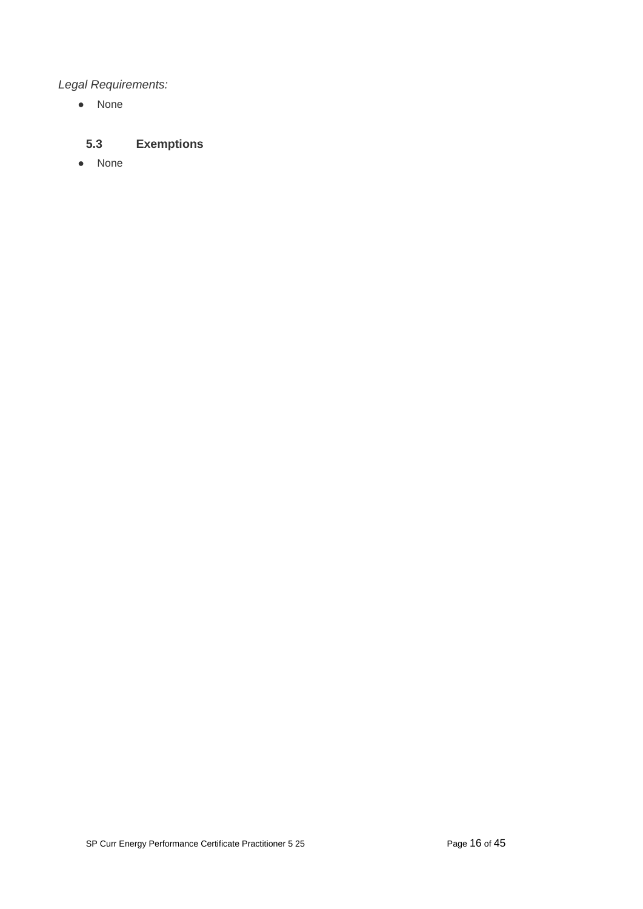*Legal Requirements:*

- None

### 5.3 Exemptions

- None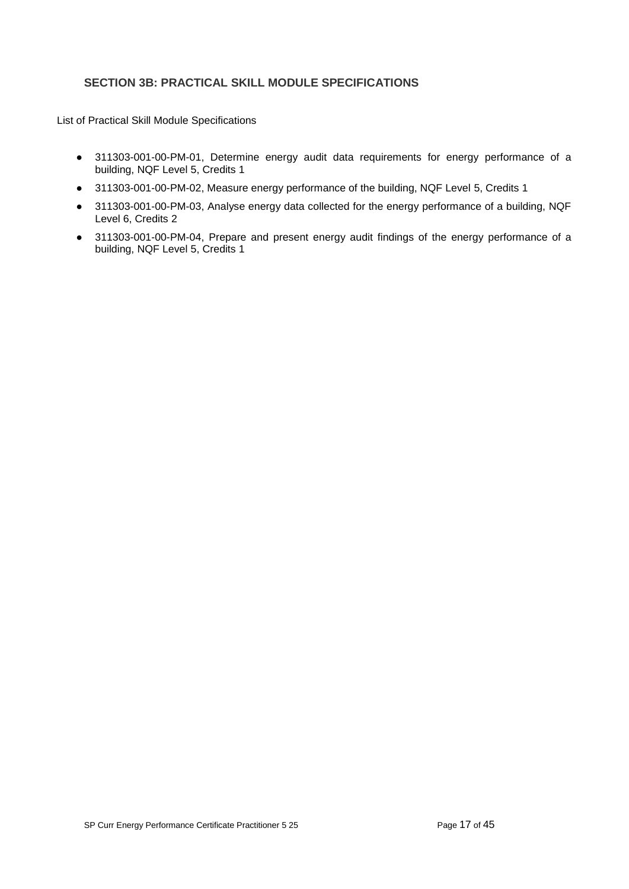## SECTION 3B: PRACTICAL SKILL MODULE SPECIFICATIONS

List of Practical Skill Module Specifications

- 311303-001-00-PM-01, Determine energy audit data requirements for energy performance of a building, NQF Level 5, Credits 1
- 311303-001-00-PM-02, Measure energy performance of the building, NQF Level 5, Credits 1
- 311303-001-00-PM-03, Analyse energy data collected for the energy performance of a building, NQF Level 6, Credits 2
- 311303-001-00-PM-04, Prepare and present energy audit findings of the energy performance of a building, NQF Level 5, Credits 1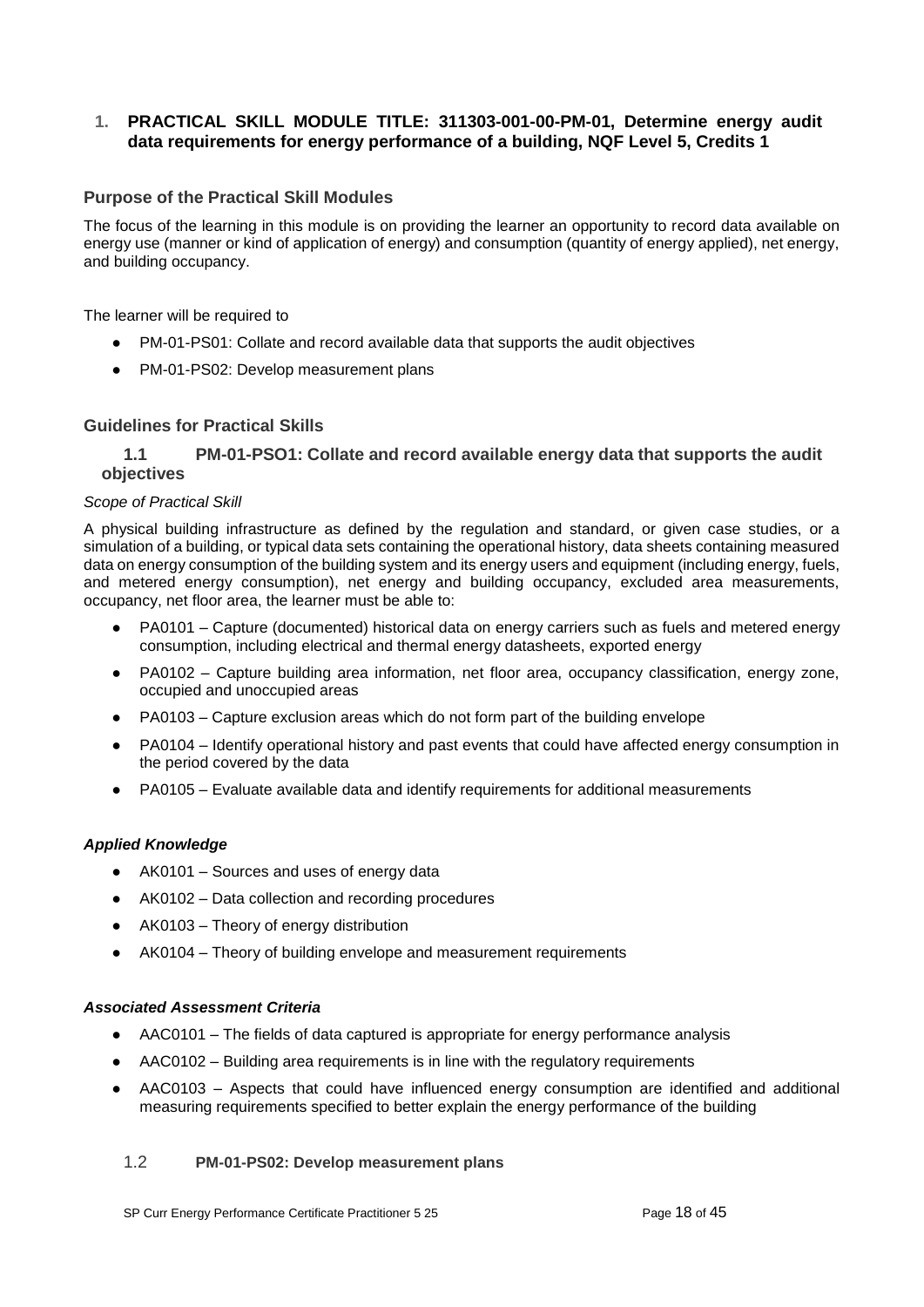## 1. PRACTICAL SKILL MODULE TITLE: 311303-001-00-PM-01, Determine energy audit data requirements for energy performance of a building, NQF Level 5, Credits 1

### Purpose of the Practical Skill Modules

The focus of the learning in this module is on providing the learner an opportunity to record data available on energy use (manner or kind of application of energy) and consumption (quantity of energy applied), net energy, and building occupancy.

The learner will be required to

- PM-01-PS01: Collate and record available data that supports the audit objectives
- PM-01-PS02: Develop measurement plans

### Guidelines for Practical Skills

#### 1.1 PM-01-PSO1: Collate and record available energy data that supports the audit objectives

*Scope of Practical Skill*

A physical building infrastructure as defined by the regulation and standard, or given case studies, or a simulation of a building, or typical data sets containing the operational history, data sheets containing measured data on energy consumption of the building system and its energy users and equipment (including energy, fuels, and metered energy consumption), net energy and building occupancy, excluded area measurements, occupancy, net floor area, the learner must be able to:

- PA0101 – Capture (documented) historical data on energy carriers such as fuels and metered energy consumption, including electrical and thermal energy datasheets, exported energy
- PA0102 – Capture building area information, net floor area, occupancy classification, energy zone, occupied and unoccupied areas
- PA0103 – Capture exclusion areas which do not form part of the building envelope
- PA0104 – Identify operational history and past events that could have affected energy consumption in the period covered by the data
- PA0105 – Evaluate available data and identify requirements for additional measurements

***Applied Knowledge***

- AK0101 – Sources and uses of energy data
- AK0102 – Data collection and recording procedures
- AK0103 – Theory of energy distribution
- AK0104 – Theory of building envelope and measurement requirements

***Associated Assessment Criteria***

- AAC0101 – The fields of data captured is appropriate for energy performance analysis
- AAC0102 – Building area requirements is in line with the regulatory requirements
- AAC0103 – Aspects that could have influenced energy consumption are identified and additional measuring requirements specified to better explain the energy performance of the building

#### 1.2 PM-01-PS02: Develop measurement plans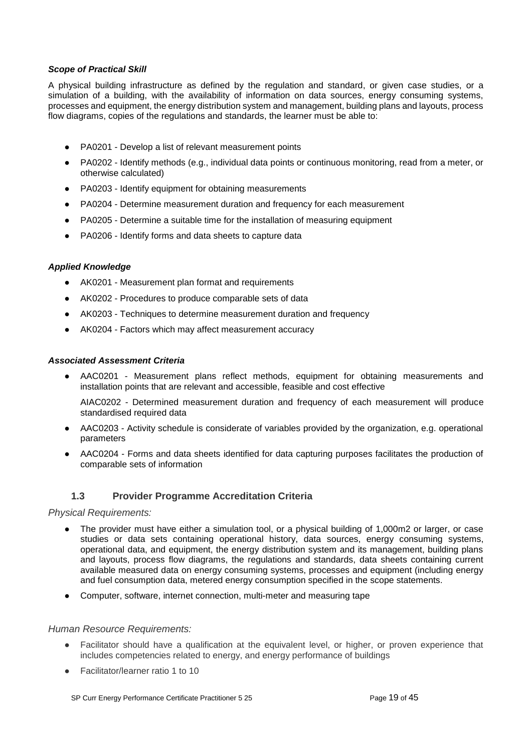***Scope of Practical Skill***

A physical building infrastructure as defined by the regulation and standard, or given case studies, or a simulation of a building, with the availability of information on data sources, energy consuming systems, processes and equipment, the energy distribution system and management, building plans and layouts, process flow diagrams, copies of the regulations and standards, the learner must be able to:

- PA0201 - Develop a list of relevant measurement points
- PA0202 - Identify methods (e.g., individual data points or continuous monitoring, read from a meter, or otherwise calculated)
- PA0203 - Identify equipment for obtaining measurements
- PA0204 - Determine measurement duration and frequency for each measurement
- PA0205 - Determine a suitable time for the installation of measuring equipment
- PA0206 - Identify forms and data sheets to capture data

***Applied Knowledge***

- AK0201 - Measurement plan format and requirements
- AK0202 - Procedures to produce comparable sets of data
- AK0203 - Techniques to determine measurement duration and frequency
- AK0204 - Factors which may affect measurement accuracy

***Associated Assessment Criteria***

- AAC0201 - Measurement plans reflect methods, equipment for obtaining measurements and installation points that are relevant and accessible, feasible and cost effective

  AIAC0202 - Determined measurement duration and frequency of each measurement will produce standardised required data

- AAC0203 - Activity schedule is considerate of variables provided by the organization, e.g. operational parameters
- AAC0204 - Forms and data sheets identified for data capturing purposes facilitates the production of comparable sets of information

### 1.3 Provider Programme Accreditation Criteria

*Physical Requirements:*

- The provider must have either a simulation tool, or a physical building of 1,000m2 or larger, or case studies or data sets containing operational history, data sources, energy consuming systems, operational data, and equipment, the energy distribution system and its management, building plans and layouts, process flow diagrams, the regulations and standards, data sheets containing current available measured data on energy consuming systems, processes and equipment (including energy and fuel consumption data, metered energy consumption specified in the scope statements.
- Computer, software, internet connection, multi-meter and measuring tape

*Human Resource Requirements:*

- Facilitator should have a qualification at the equivalent level, or higher, or proven experience that includes competencies related to energy, and energy performance of buildings
- Facilitator/learner ratio 1 to 10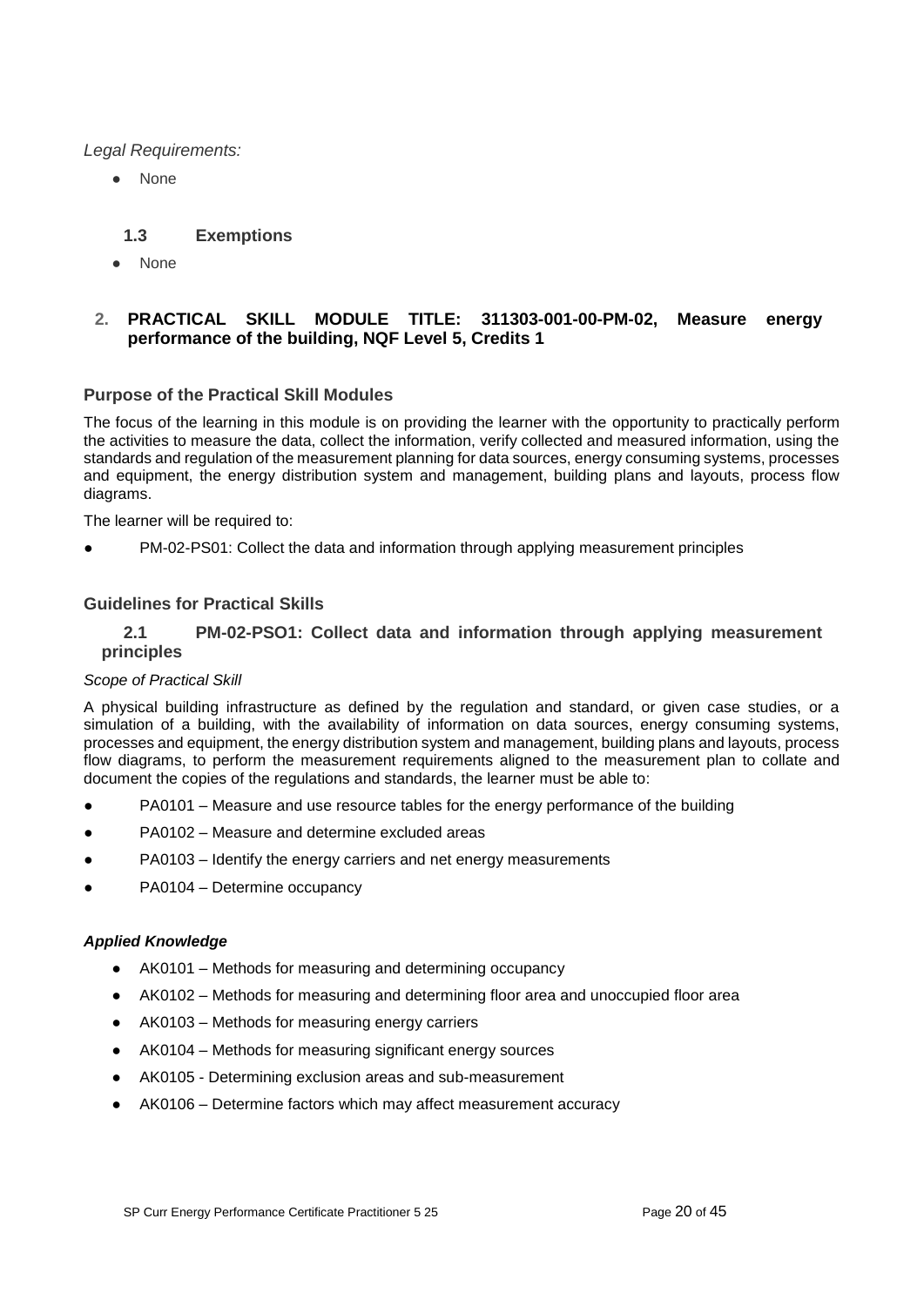*Legal Requirements:*

- None

### 1.3 Exemptions

- None

## 2. PRACTICAL SKILL MODULE TITLE: 311303-001-00-PM-02, Measure energy performance of the building, NQF Level 5, Credits 1

### Purpose of the Practical Skill Modules

The focus of the learning in this module is on providing the learner with the opportunity to practically perform the activities to measure the data, collect the information, verify collected and measured information, using the standards and regulation of the measurement planning for data sources, energy consuming systems, processes and equipment, the energy distribution system and management, building plans and layouts, process flow diagrams.

The learner will be required to:

- PM-02-PS01: Collect the data and information through applying measurement principles

### Guidelines for Practical Skills

#### 2.1 PM-02-PSO1: Collect data and information through applying measurement principles

*Scope of Practical Skill*

A physical building infrastructure as defined by the regulation and standard, or given case studies, or a simulation of a building, with the availability of information on data sources, energy consuming systems, processes and equipment, the energy distribution system and management, building plans and layouts, process flow diagrams, to perform the measurement requirements aligned to the measurement plan to collate and document the copies of the regulations and standards, the learner must be able to:

- PA0101 – Measure and use resource tables for the energy performance of the building
- PA0102 – Measure and determine excluded areas
- PA0103 – Identify the energy carriers and net energy measurements
- PA0104 – Determine occupancy

***Applied Knowledge***

- AK0101 – Methods for measuring and determining occupancy
- AK0102 – Methods for measuring and determining floor area and unoccupied floor area
- AK0103 – Methods for measuring energy carriers
- AK0104 – Methods for measuring significant energy sources
- AK0105 - Determining exclusion areas and sub-measurement
- AK0106 – Determine factors which may affect measurement accuracy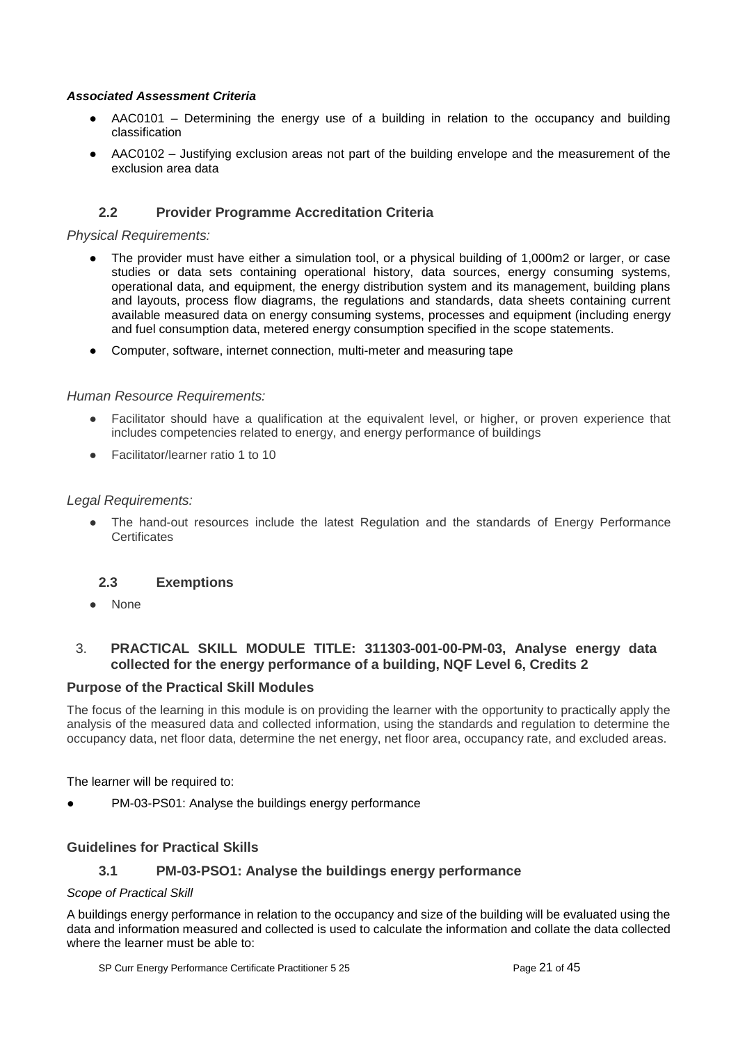***Associated Assessment Criteria***

- AAC0101 – Determining the energy use of a building in relation to the occupancy and building classification
- AAC0102 – Justifying exclusion areas not part of the building envelope and the measurement of the exclusion area data

### 2.2 Provider Programme Accreditation Criteria

*Physical Requirements:*

- The provider must have either a simulation tool, or a physical building of 1,000m2 or larger, or case studies or data sets containing operational history, data sources, energy consuming systems, operational data, and equipment, the energy distribution system and its management, building plans and layouts, process flow diagrams, the regulations and standards, data sheets containing current available measured data on energy consuming systems, processes and equipment (including energy and fuel consumption data, metered energy consumption specified in the scope statements.
- Computer, software, internet connection, multi-meter and measuring tape

*Human Resource Requirements:*

- Facilitator should have a qualification at the equivalent level, or higher, or proven experience that includes competencies related to energy, and energy performance of buildings
- Facilitator/learner ratio 1 to 10

*Legal Requirements:*

- The hand-out resources include the latest Regulation and the standards of Energy Performance Certificates

### 2.3 Exemptions

- None

## 3. PRACTICAL SKILL MODULE TITLE: 311303-001-00-PM-03, Analyse energy data collected for the energy performance of a building, NQF Level 6, Credits 2

### Purpose of the Practical Skill Modules

The focus of the learning in this module is on providing the learner with the opportunity to practically apply the analysis of the measured data and collected information, using the standards and regulation to determine the occupancy data, net floor data, determine the net energy, net floor area, occupancy rate, and excluded areas.

The learner will be required to:

- PM-03-PS01: Analyse the buildings energy performance

### Guidelines for Practical Skills

### 3.1 PM-03-PSO1: Analyse the buildings energy performance

*Scope of Practical Skill*

A buildings energy performance in relation to the occupancy and size of the building will be evaluated using the data and information measured and collected is used to calculate the information and collate the data collected where the learner must be able to: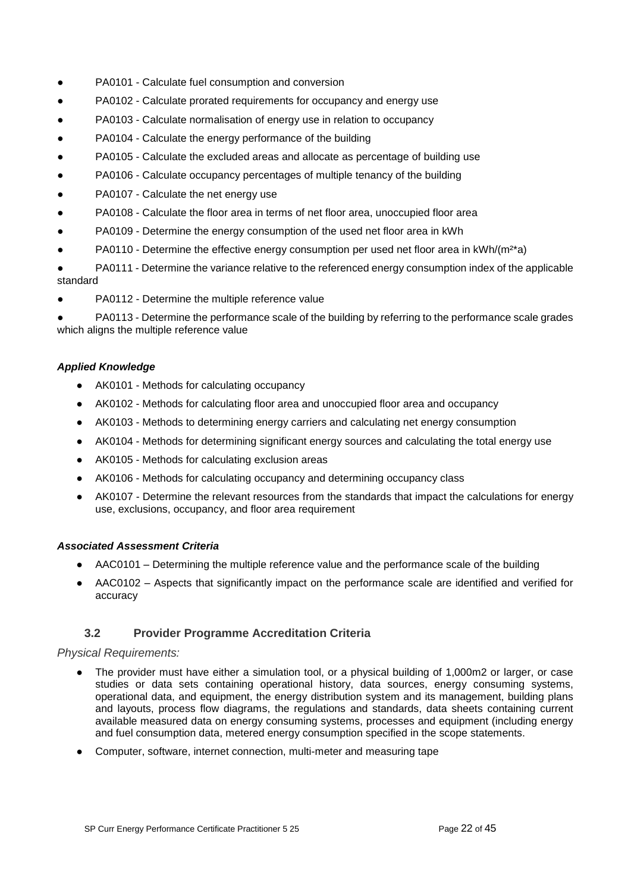- PA0101 - Calculate fuel consumption and conversion
- PA0102 - Calculate prorated requirements for occupancy and energy use
- PA0103 - Calculate normalisation of energy use in relation to occupancy
- PA0104 - Calculate the energy performance of the building
- PA0105 - Calculate the excluded areas and allocate as percentage of building use
- PA0106 - Calculate occupancy percentages of multiple tenancy of the building
- PA0107 - Calculate the net energy use
- PA0108 - Calculate the floor area in terms of net floor area, unoccupied floor area
- PA0109 - Determine the energy consumption of the used net floor area in kWh
- PA0110 - Determine the effective energy consumption per used net floor area in kWh/($m^2$*a)
- PA0111 - Determine the variance relative to the referenced energy consumption index of the applicable standard
- PA0112 - Determine the multiple reference value
- PA0113 - Determine the performance scale of the building by referring to the performance scale grades which aligns the multiple reference value

***Applied Knowledge***

- AK0101 - Methods for calculating occupancy
- AK0102 - Methods for calculating floor area and unoccupied floor area and occupancy
- AK0103 - Methods to determining energy carriers and calculating net energy consumption
- AK0104 - Methods for determining significant energy sources and calculating the total energy use
- AK0105 - Methods for calculating exclusion areas
- AK0106 - Methods for calculating occupancy and determining occupancy class
- AK0107 - Determine the relevant resources from the standards that impact the calculations for energy use, exclusions, occupancy, and floor area requirement

***Associated Assessment Criteria***

- AAC0101 – Determining the multiple reference value and the performance scale of the building
- AAC0102 – Aspects that significantly impact on the performance scale are identified and verified for accuracy

### 3.2 Provider Programme Accreditation Criteria

*Physical Requirements:*

- The provider must have either a simulation tool, or a physical building of 1,000m2 or larger, or case studies or data sets containing operational history, data sources, energy consuming systems, operational data, and equipment, the energy distribution system and its management, building plans and layouts, process flow diagrams, the regulations and standards, data sheets containing current available measured data on energy consuming systems, processes and equipment (including energy and fuel consumption data, metered energy consumption specified in the scope statements.
- Computer, software, internet connection, multi-meter and measuring tape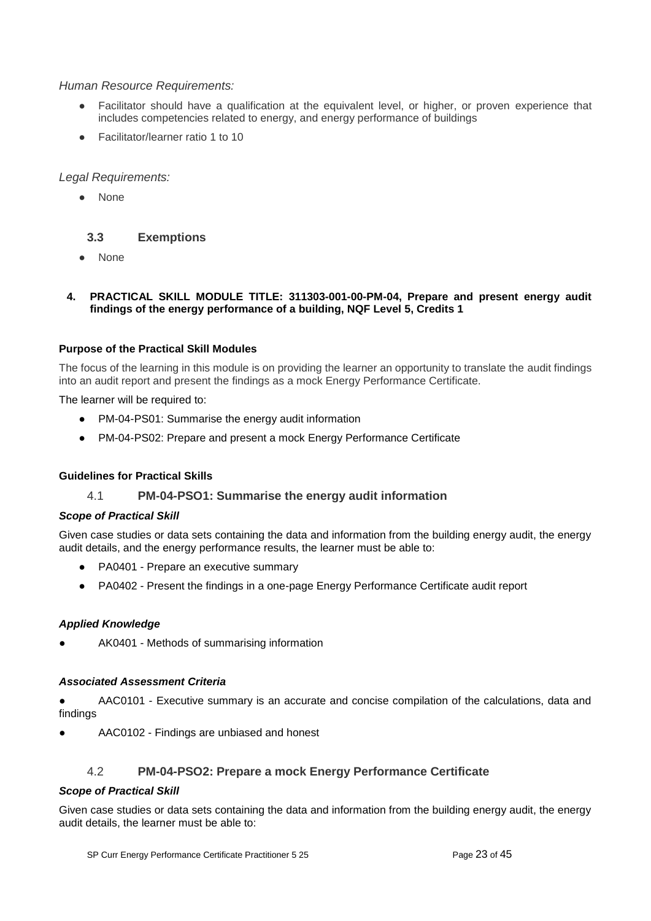*Human Resource Requirements:*

- Facilitator should have a qualification at the equivalent level, or higher, or proven experience that includes competencies related to energy, and energy performance of buildings
- Facilitator/learner ratio 1 to 10

*Legal Requirements:*

- None

### 3.3 Exemptions

- None

## 4. PRACTICAL SKILL MODULE TITLE: 311303-001-00-PM-04, Prepare and present energy audit findings of the energy performance of a building, NQF Level 5, Credits 1

**Purpose of the Practical Skill Modules**

The focus of the learning in this module is on providing the learner an opportunity to translate the audit findings into an audit report and present the findings as a mock Energy Performance Certificate.

The learner will be required to:

- PM-04-PS01: Summarise the energy audit information
- PM-04-PS02: Prepare and present a mock Energy Performance Certificate

**Guidelines for Practical Skills**

### 4.1 PM-04-PSO1: Summarise the energy audit information

***Scope of Practical Skill***

Given case studies or data sets containing the data and information from the building energy audit, the energy audit details, and the energy performance results, the learner must be able to:

- PA0401 - Prepare an executive summary
- PA0402 - Present the findings in a one-page Energy Performance Certificate audit report

***Applied Knowledge***

- AK0401 - Methods of summarising information

***Associated Assessment Criteria***

- AAC0101 - Executive summary is an accurate and concise compilation of the calculations, data and findings
- AAC0102 - Findings are unbiased and honest

### 4.2 PM-04-PSO2: Prepare a mock Energy Performance Certificate

***Scope of Practical Skill***

Given case studies or data sets containing the data and information from the building energy audit, the energy audit details, the learner must be able to: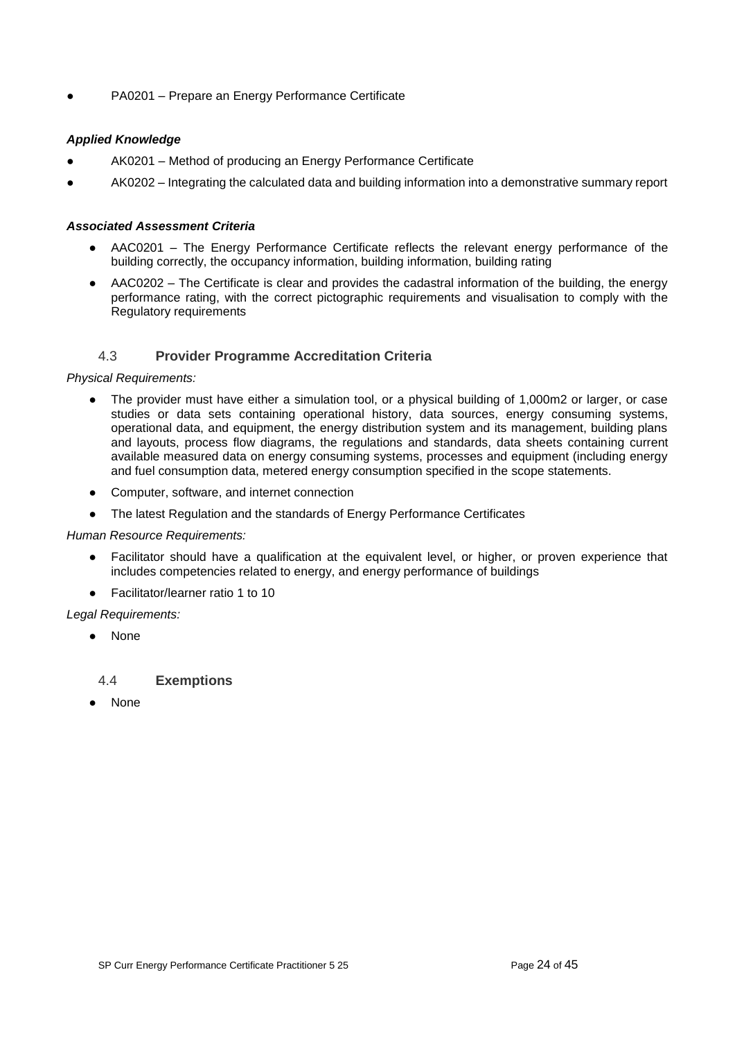- PA0201 – Prepare an Energy Performance Certificate

***Applied Knowledge***

- AK0201 – Method of producing an Energy Performance Certificate
- AK0202 – Integrating the calculated data and building information into a demonstrative summary report

***Associated Assessment Criteria***

- AAC0201 – The Energy Performance Certificate reflects the relevant energy performance of the building correctly, the occupancy information, building information, building rating
- AAC0202 – The Certificate is clear and provides the cadastral information of the building, the energy performance rating, with the correct pictographic requirements and visualisation to comply with the Regulatory requirements

### 4.3 **Provider Programme Accreditation Criteria**

*Physical Requirements:*

- The provider must have either a simulation tool, or a physical building of 1,000m2 or larger, or case studies or data sets containing operational history, data sources, energy consuming systems, operational data, and equipment, the energy distribution system and its management, building plans and layouts, process flow diagrams, the regulations and standards, data sheets containing current available measured data on energy consuming systems, processes and equipment (including energy and fuel consumption data, metered energy consumption specified in the scope statements.
- Computer, software, and internet connection
- The latest Regulation and the standards of Energy Performance Certificates

*Human Resource Requirements:*

- Facilitator should have a qualification at the equivalent level, or higher, or proven experience that includes competencies related to energy, and energy performance of buildings
- Facilitator/learner ratio 1 to 10

*Legal Requirements:*

- None

### 4.4 **Exemptions**

- None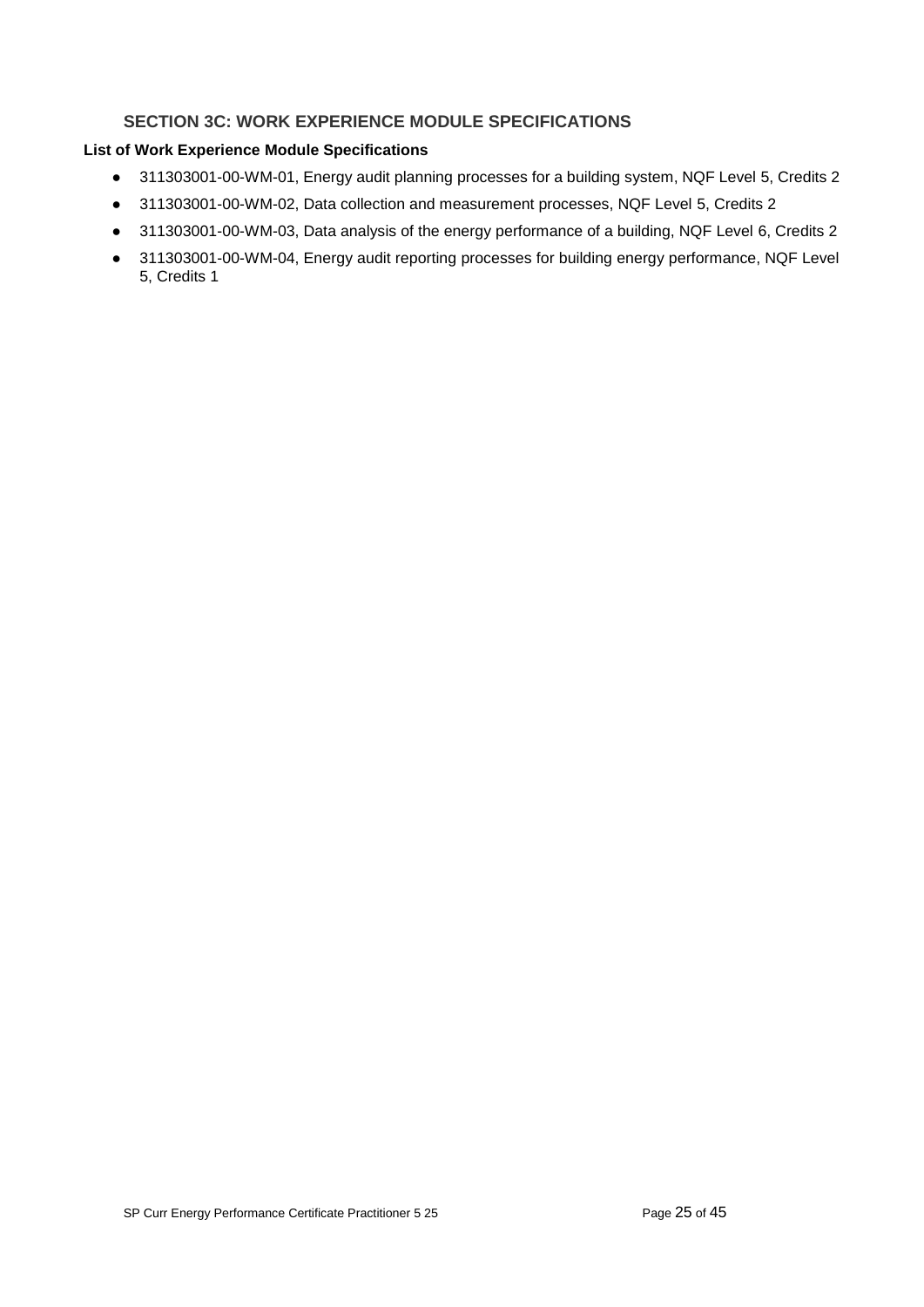## SECTION 3C: WORK EXPERIENCE MODULE SPECIFICATIONS

**List of Work Experience Module Specifications**

- 311303001-00-WM-01, Energy audit planning processes for a building system, NQF Level 5, Credits 2
- 311303001-00-WM-02, Data collection and measurement processes, NQF Level 5, Credits 2
- 311303001-00-WM-03, Data analysis of the energy performance of a building, NQF Level 6, Credits 2
- 311303001-00-WM-04, Energy audit reporting processes for building energy performance, NQF Level 5, Credits 1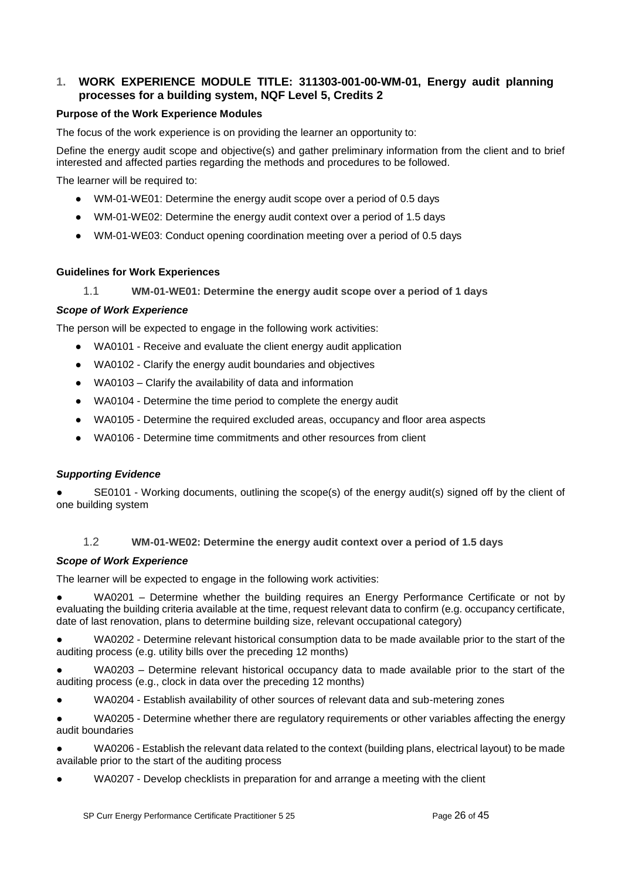## 1. WORK EXPERIENCE MODULE TITLE: 311303-001-00-WM-01, Energy audit planning processes for a building system, NQF Level 5, Credits 2

**Purpose of the Work Experience Modules**

The focus of the work experience is on providing the learner an opportunity to:

Define the energy audit scope and objective(s) and gather preliminary information from the client and to brief interested and affected parties regarding the methods and procedures to be followed.

The learner will be required to:

- WM-01-WE01: Determine the energy audit scope over a period of 0.5 days
- WM-01-WE02: Determine the energy audit context over a period of 1.5 days
- WM-01-WE03: Conduct opening coordination meeting over a period of 0.5 days

**Guidelines for Work Experiences**

### 1.1 WM-01-WE01: Determine the energy audit scope over a period of 1 days

***Scope of Work Experience***

The person will be expected to engage in the following work activities:

- WA0101 - Receive and evaluate the client energy audit application
- WA0102 - Clarify the energy audit boundaries and objectives
- WA0103 – Clarify the availability of data and information
- WA0104 - Determine the time period to complete the energy audit
- WA0105 - Determine the required excluded areas, occupancy and floor area aspects
- WA0106 - Determine time commitments and other resources from client

***Supporting Evidence***

- SE0101 - Working documents, outlining the scope(s) of the energy audit(s) signed off by the client of one building system

### 1.2 WM-01-WE02: Determine the energy audit context over a period of 1.5 days

***Scope of Work Experience***

The learner will be expected to engage in the following work activities:

- WA0201 – Determine whether the building requires an Energy Performance Certificate or not by evaluating the building criteria available at the time, request relevant data to confirm (e.g. occupancy certificate, date of last renovation, plans to determine building size, relevant occupational category)
- WA0202 - Determine relevant historical consumption data to be made available prior to the start of the auditing process (e.g. utility bills over the preceding 12 months)
- WA0203 – Determine relevant historical occupancy data to made available prior to the start of the auditing process (e.g., clock in data over the preceding 12 months)
- WA0204 - Establish availability of other sources of relevant data and sub-metering zones
- WA0205 - Determine whether there are regulatory requirements or other variables affecting the energy audit boundaries
- WA0206 - Establish the relevant data related to the context (building plans, electrical layout) to be made available prior to the start of the auditing process
- WA0207 - Develop checklists in preparation for and arrange a meeting with the client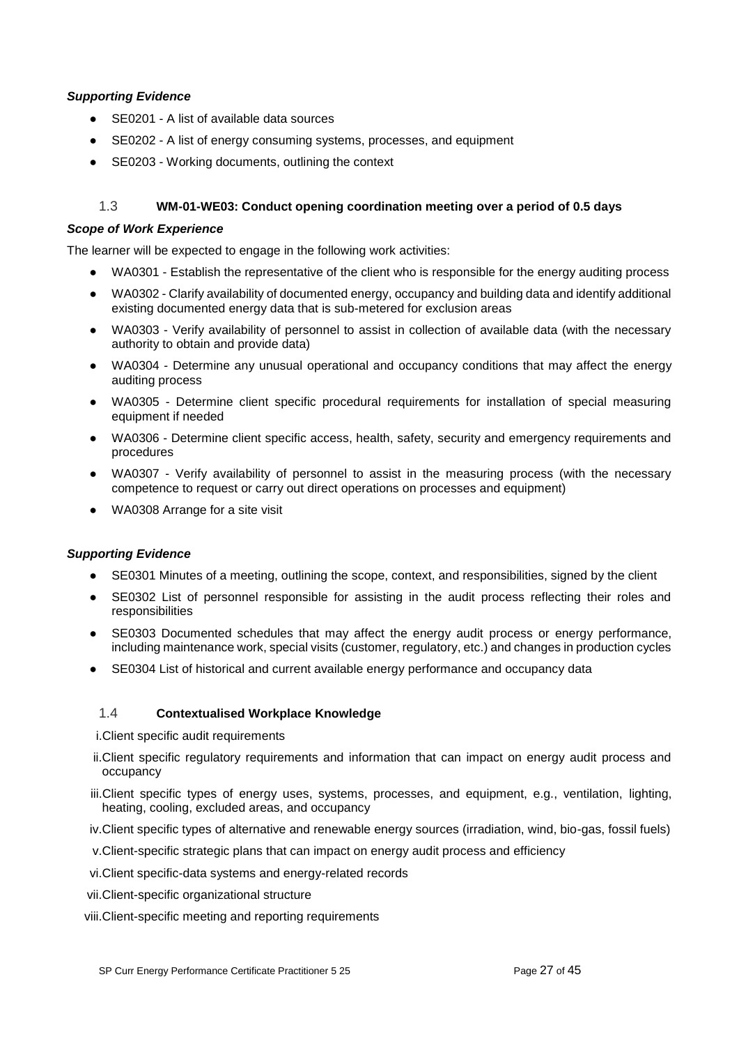*Supporting Evidence*

- SE0201 - A list of available data sources
- SE0202 - A list of energy consuming systems, processes, and equipment
- SE0203 - Working documents, outlining the context

### 1.3 **WM-01-WE03: Conduct opening coordination meeting over a period of 0.5 days**

***Scope of Work Experience***

The learner will be expected to engage in the following work activities:

- WA0301 - Establish the representative of the client who is responsible for the energy auditing process
- WA0302 - Clarify availability of documented energy, occupancy and building data and identify additional existing documented energy data that is sub-metered for exclusion areas
- WA0303 - Verify availability of personnel to assist in collection of available data (with the necessary authority to obtain and provide data)
- WA0304 - Determine any unusual operational and occupancy conditions that may affect the energy auditing process
- WA0305 - Determine client specific procedural requirements for installation of special measuring equipment if needed
- WA0306 - Determine client specific access, health, safety, security and emergency requirements and procedures
- WA0307 - Verify availability of personnel to assist in the measuring process (with the necessary competence to request or carry out direct operations on processes and equipment)
- WA0308 Arrange for a site visit

***Supporting Evidence***

- SE0301 Minutes of a meeting, outlining the scope, context, and responsibilities, signed by the client
- SE0302 List of personnel responsible for assisting in the audit process reflecting their roles and responsibilities
- SE0303 Documented schedules that may affect the energy audit process or energy performance, including maintenance work, special visits (customer, regulatory, etc.) and changes in production cycles
- SE0304 List of historical and current available energy performance and occupancy data

### 1.4 **Contextualised Workplace Knowledge**

i. Client specific audit requirements

ii. Client specific regulatory requirements and information that can impact on energy audit process and occupancy

iii. Client specific types of energy uses, systems, processes, and equipment, e.g., ventilation, lighting, heating, cooling, excluded areas, and occupancy

iv. Client specific types of alternative and renewable energy sources (irradiation, wind, bio-gas, fossil fuels)

v. Client-specific strategic plans that can impact on energy audit process and efficiency

vi. Client specific-data systems and energy-related records

vii. Client-specific organizational structure

viii. Client-specific meeting and reporting requirements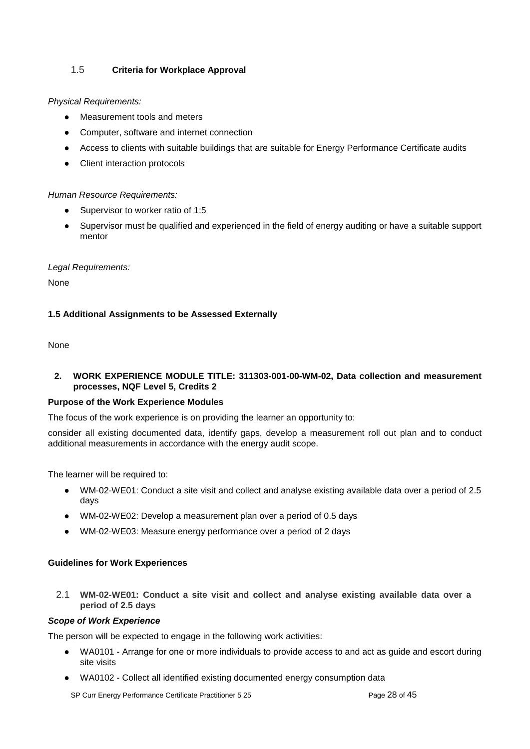### 1.5 Criteria for Workplace Approval

*Physical Requirements:*

- Measurement tools and meters
- Computer, software and internet connection
- Access to clients with suitable buildings that are suitable for Energy Performance Certificate audits
- Client interaction protocols

*Human Resource Requirements:*

- Supervisor to worker ratio of 1:5
- Supervisor must be qualified and experienced in the field of energy auditing or have a suitable support mentor

*Legal Requirements:*

None

### 1.5 Additional Assignments to be Assessed Externally

None

## 2. WORK EXPERIENCE MODULE TITLE: 311303-001-00-WM-02, Data collection and measurement processes, NQF Level 5, Credits 2

**Purpose of the Work Experience Modules**

The focus of the work experience is on providing the learner an opportunity to:

consider all existing documented data, identify gaps, develop a measurement roll out plan and to conduct additional measurements in accordance with the energy audit scope.

The learner will be required to:

- WM-02-WE01: Conduct a site visit and collect and analyse existing available data over a period of 2.5 days
- WM-02-WE02: Develop a measurement plan over a period of 0.5 days
- WM-02-WE03: Measure energy performance over a period of 2 days

**Guidelines for Work Experiences**

### 2.1 WM-02-WE01: Conduct a site visit and collect and analyse existing available data over a period of 2.5 days

***Scope of Work Experience***

The person will be expected to engage in the following work activities:

- WA0101 - Arrange for one or more individuals to provide access to and act as guide and escort during site visits
- WA0102 - Collect all identified existing documented energy consumption data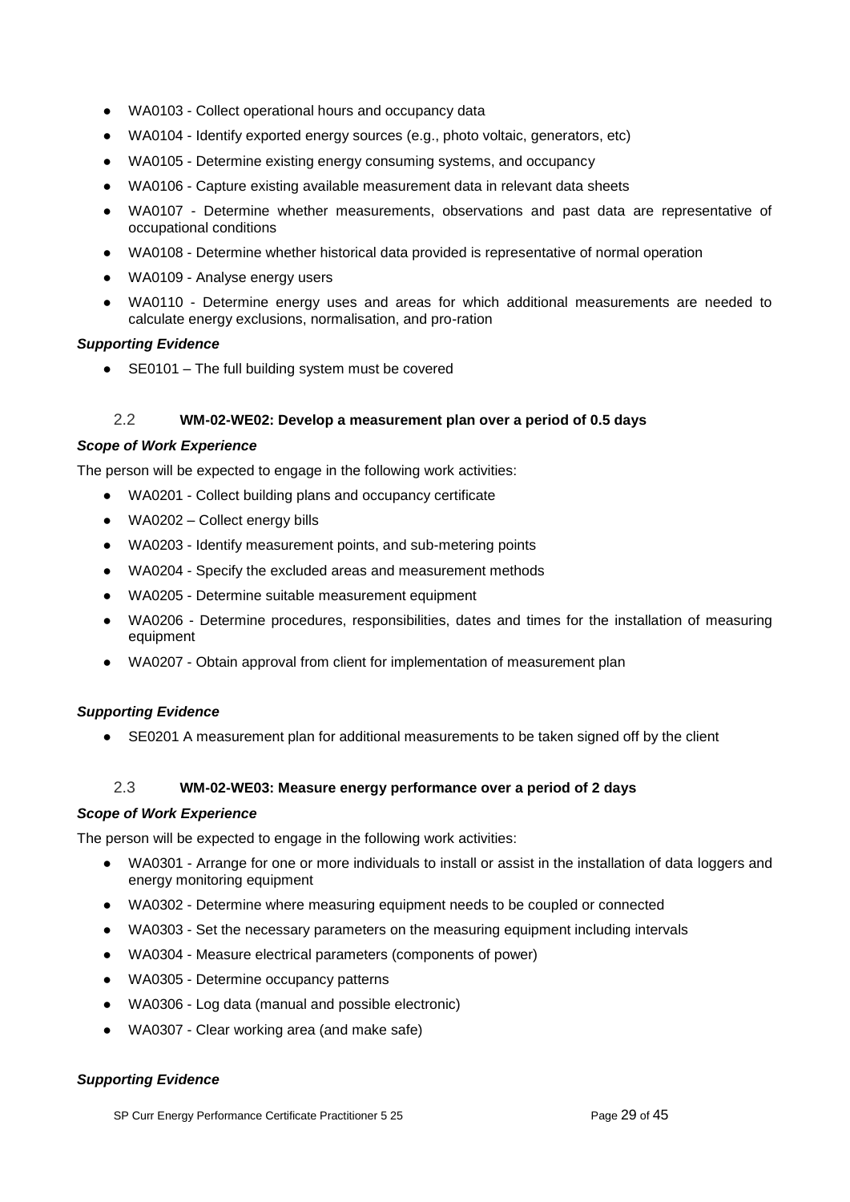- WA0103 - Collect operational hours and occupancy data
- WA0104 - Identify exported energy sources (e.g., photo voltaic, generators, etc)
- WA0105 - Determine existing energy consuming systems, and occupancy
- WA0106 - Capture existing available measurement data in relevant data sheets
- WA0107 - Determine whether measurements, observations and past data are representative of occupational conditions
- WA0108 - Determine whether historical data provided is representative of normal operation
- WA0109 - Analyse energy users
- WA0110 - Determine energy uses and areas for which additional measurements are needed to calculate energy exclusions, normalisation, and pro-ration

***Supporting Evidence***

- SE0101 – The full building system must be covered

### 2.2 **WM-02-WE02: Develop a measurement plan over a period of 0.5 days**

***Scope of Work Experience***

The person will be expected to engage in the following work activities:

- WA0201 - Collect building plans and occupancy certificate
- WA0202 – Collect energy bills
- WA0203 - Identify measurement points, and sub-metering points
- WA0204 - Specify the excluded areas and measurement methods
- WA0205 - Determine suitable measurement equipment
- WA0206 - Determine procedures, responsibilities, dates and times for the installation of measuring equipment
- WA0207 - Obtain approval from client for implementation of measurement plan

***Supporting Evidence***

- SE0201 A measurement plan for additional measurements to be taken signed off by the client

### 2.3 **WM-02-WE03: Measure energy performance over a period of 2 days**

***Scope of Work Experience***

The person will be expected to engage in the following work activities:

- WA0301 - Arrange for one or more individuals to install or assist in the installation of data loggers and energy monitoring equipment
- WA0302 - Determine where measuring equipment needs to be coupled or connected
- WA0303 - Set the necessary parameters on the measuring equipment including intervals
- WA0304 - Measure electrical parameters (components of power)
- WA0305 - Determine occupancy patterns
- WA0306 - Log data (manual and possible electronic)
- WA0307 - Clear working area (and make safe)

***Supporting Evidence***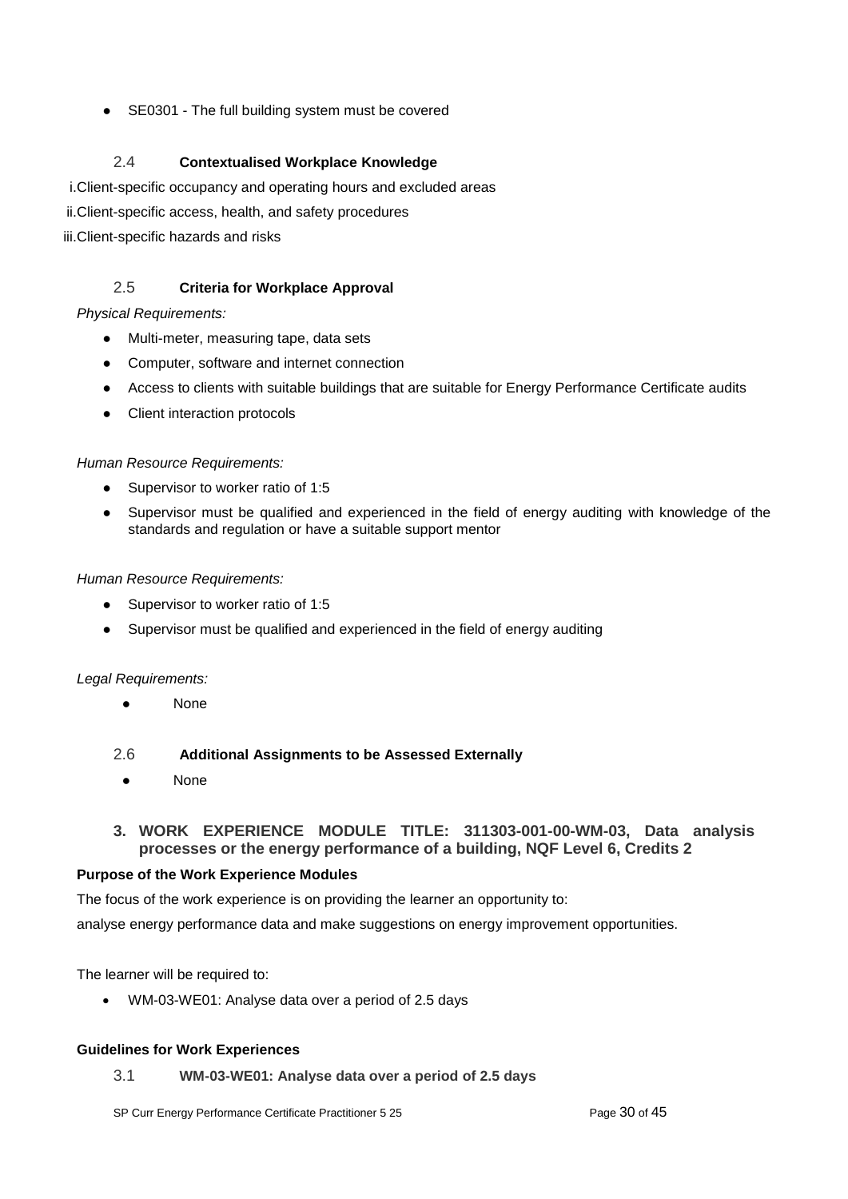- SE0301 - The full building system must be covered

### 2.4 Contextualised Workplace Knowledge

i. Client-specific occupancy and operating hours and excluded areas

ii. Client-specific access, health, and safety procedures

iii. Client-specific hazards and risks

### 2.5 Criteria for Workplace Approval

*Physical Requirements:*

- Multi-meter, measuring tape, data sets
- Computer, software and internet connection
- Access to clients with suitable buildings that are suitable for Energy Performance Certificate audits
- Client interaction protocols

*Human Resource Requirements:*

- Supervisor to worker ratio of 1:5
- Supervisor must be qualified and experienced in the field of energy auditing with knowledge of the standards and regulation or have a suitable support mentor

*Human Resource Requirements:*

- Supervisor to worker ratio of 1:5
- Supervisor must be qualified and experienced in the field of energy auditing

*Legal Requirements:*

- None

### 2.6 Additional Assignments to be Assessed Externally

- None

## 3. WORK EXPERIENCE MODULE TITLE: 311303-001-00-WM-03, Data analysis processes or the energy performance of a building, NQF Level 6, Credits 2

**Purpose of the Work Experience Modules**

The focus of the work experience is on providing the learner an opportunity to:

analyse energy performance data and make suggestions on energy improvement opportunities.

The learner will be required to:

- WM-03-WE01: Analyse data over a period of 2.5 days

**Guidelines for Work Experiences**

### 3.1 WM-03-WE01: Analyse data over a period of 2.5 days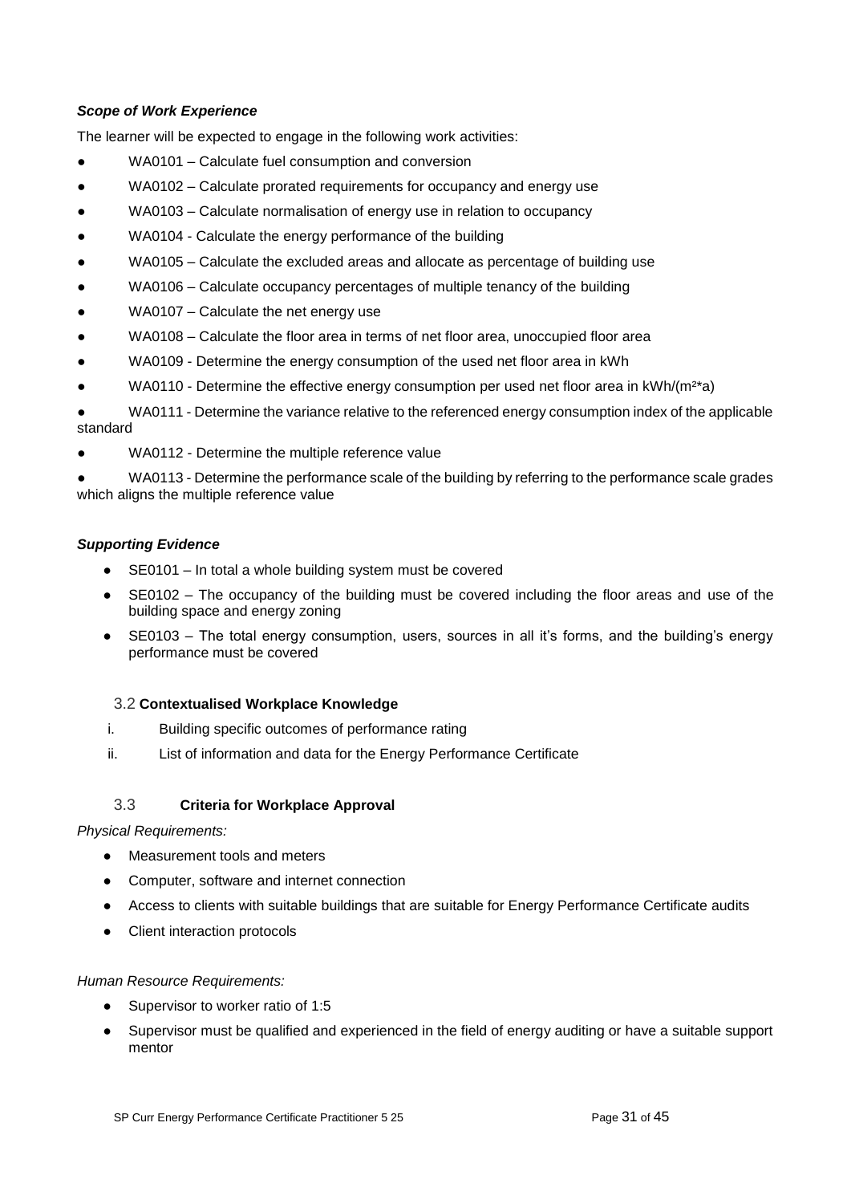***Scope of Work Experience***

The learner will be expected to engage in the following work activities:

- WA0101 – Calculate fuel consumption and conversion
- WA0102 – Calculate prorated requirements for occupancy and energy use
- WA0103 – Calculate normalisation of energy use in relation to occupancy
- WA0104 - Calculate the energy performance of the building
- WA0105 – Calculate the excluded areas and allocate as percentage of building use
- WA0106 – Calculate occupancy percentages of multiple tenancy of the building
- WA0107 – Calculate the net energy use
- WA0108 – Calculate the floor area in terms of net floor area, unoccupied floor area
- WA0109 - Determine the energy consumption of the used net floor area in kWh
- WA0110 - Determine the effective energy consumption per used net floor area in kWh/($m^2$*a)
- WA0111 - Determine the variance relative to the referenced energy consumption index of the applicable standard
- WA0112 - Determine the multiple reference value
- WA0113 - Determine the performance scale of the building by referring to the performance scale grades which aligns the multiple reference value

***Supporting Evidence***

- SE0101 – In total a whole building system must be covered
- SE0102 – The occupancy of the building must be covered including the floor areas and use of the building space and energy zoning
- SE0103 – The total energy consumption, users, sources in all it's forms, and the building's energy performance must be covered

### 3.2 Contextualised Workplace Knowledge

i. Building specific outcomes of performance rating
ii. List of information and data for the Energy Performance Certificate

### 3.3 Criteria for Workplace Approval

*Physical Requirements:*

- Measurement tools and meters
- Computer, software and internet connection
- Access to clients with suitable buildings that are suitable for Energy Performance Certificate audits
- Client interaction protocols

*Human Resource Requirements:*

- Supervisor to worker ratio of 1:5
- Supervisor must be qualified and experienced in the field of energy auditing or have a suitable support mentor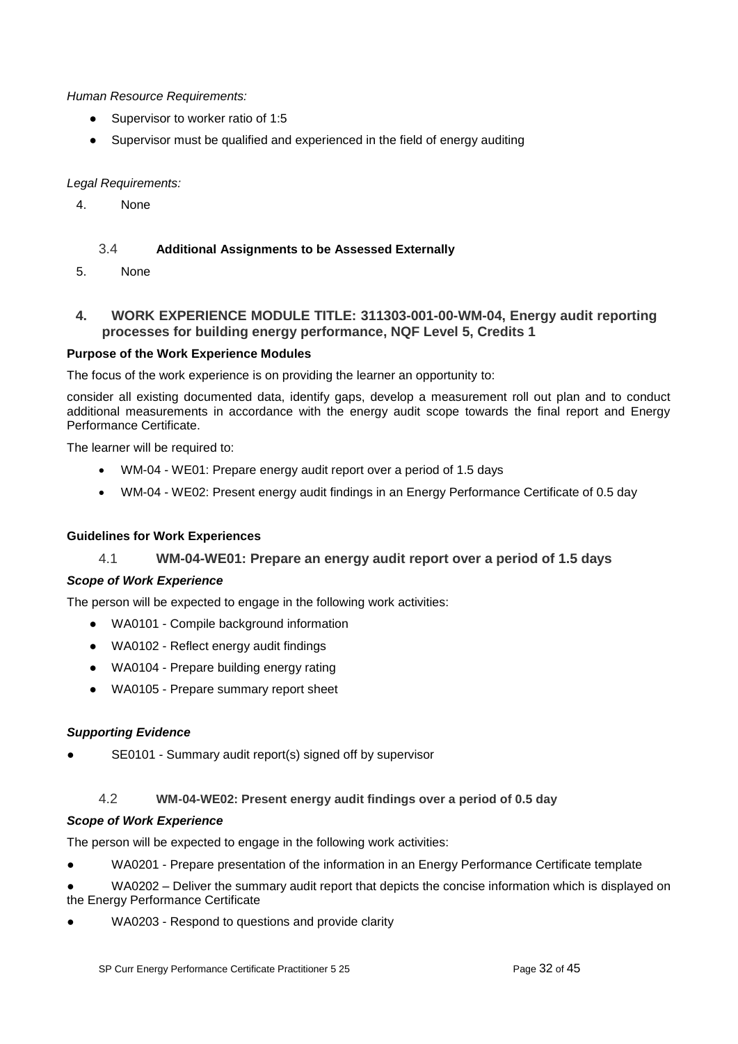*Human Resource Requirements:*

- Supervisor to worker ratio of 1:5
- Supervisor must be qualified and experienced in the field of energy auditing

*Legal Requirements:*

4. None

### 3.4 Additional Assignments to be Assessed Externally

5. None

## 4. WORK EXPERIENCE MODULE TITLE: 311303-001-00-WM-04, Energy audit reporting processes for building energy performance, NQF Level 5, Credits 1

**Purpose of the Work Experience Modules**

The focus of the work experience is on providing the learner an opportunity to:

consider all existing documented data, identify gaps, develop a measurement roll out plan and to conduct additional measurements in accordance with the energy audit scope towards the final report and Energy Performance Certificate.

The learner will be required to:

- WM-04 - WE01: Prepare energy audit report over a period of 1.5 days
- WM-04 - WE02: Present energy audit findings in an Energy Performance Certificate of 0.5 day

**Guidelines for Work Experiences**

### 4.1 WM-04-WE01: Prepare an energy audit report over a period of 1.5 days

***Scope of Work Experience***

The person will be expected to engage in the following work activities:

- WA0101 - Compile background information
- WA0102 - Reflect energy audit findings
- WA0104 - Prepare building energy rating
- WA0105 - Prepare summary report sheet

***Supporting Evidence***

- SE0101 - Summary audit report(s) signed off by supervisor

### 4.2 WM-04-WE02: Present energy audit findings over a period of 0.5 day

***Scope of Work Experience***

The person will be expected to engage in the following work activities:

- WA0201 - Prepare presentation of the information in an Energy Performance Certificate template
- WA0202 – Deliver the summary audit report that depicts the concise information which is displayed on the Energy Performance Certificate
- WA0203 - Respond to questions and provide clarity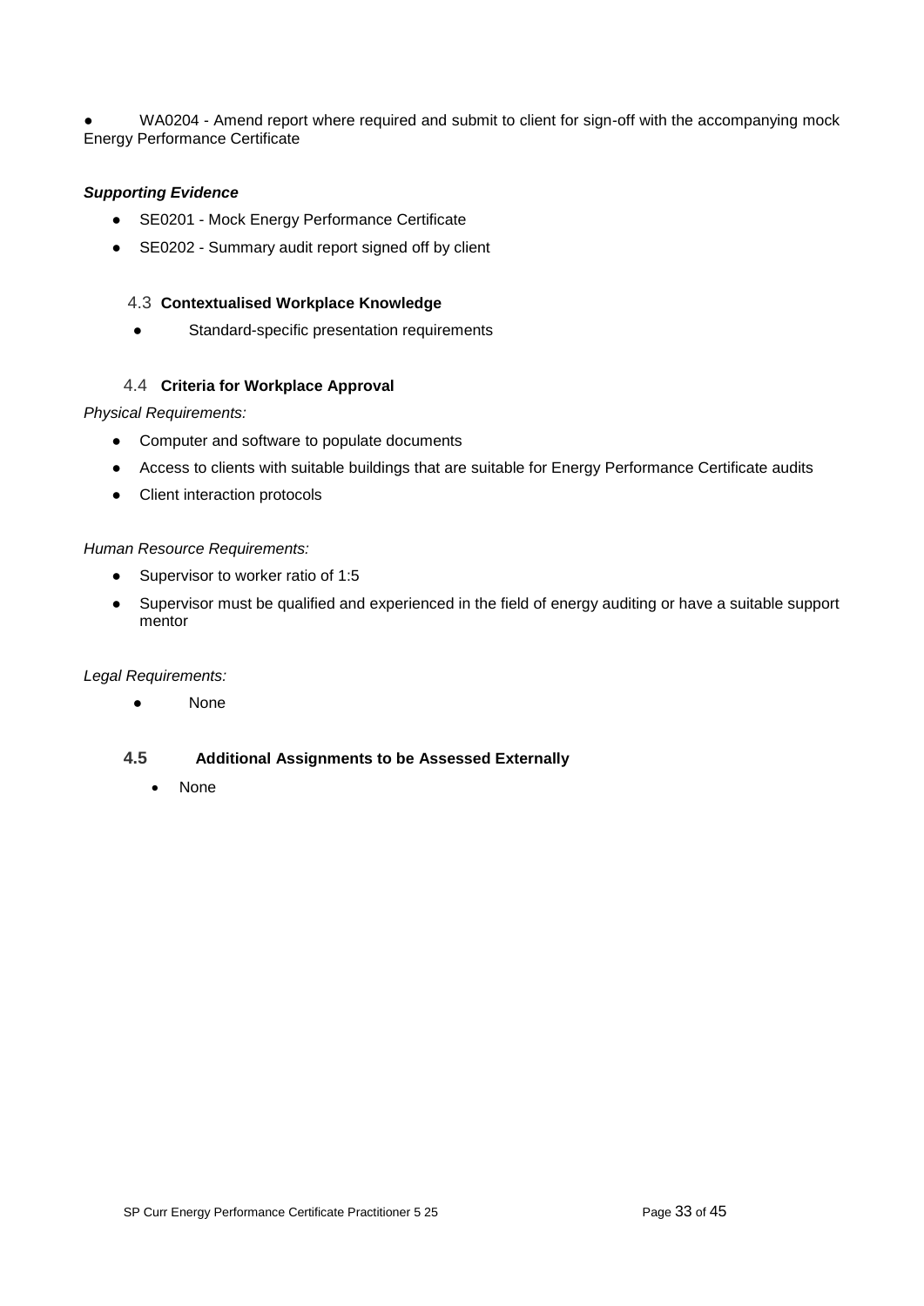- WA0204 - Amend report where required and submit to client for sign-off with the accompanying mock Energy Performance Certificate

***Supporting Evidence***

- SE0201 - Mock Energy Performance Certificate
- SE0202 - Summary audit report signed off by client

### 4.3 Contextualised Workplace Knowledge

- Standard-specific presentation requirements

### 4.4 Criteria for Workplace Approval

*Physical Requirements:*

- Computer and software to populate documents
- Access to clients with suitable buildings that are suitable for Energy Performance Certificate audits
- Client interaction protocols

*Human Resource Requirements:*

- Supervisor to worker ratio of 1:5
- Supervisor must be qualified and experienced in the field of energy auditing or have a suitable support mentor

*Legal Requirements:*

- None

### 4.5 Additional Assignments to be Assessed Externally

- None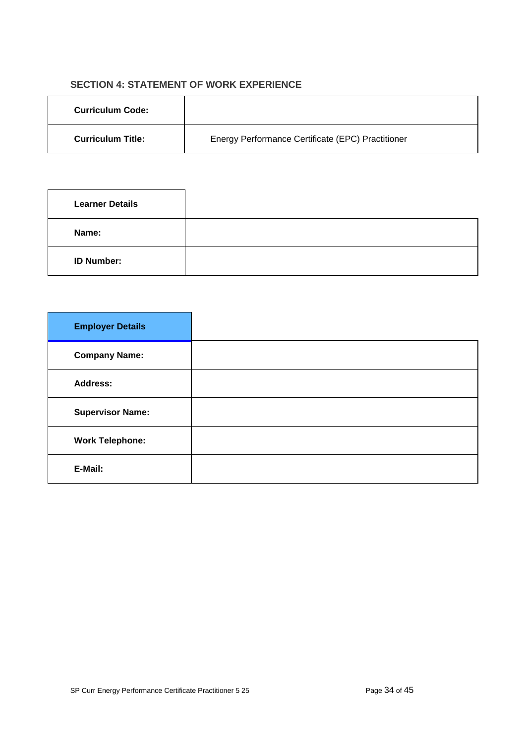## SECTION 4: STATEMENT OF WORK EXPERIENCE

| Curriculum Code: | |
|---|---|
| Curriculum Title: | Energy Performance Certificate (EPC) Practitioner |

| Learner Details | |
|---|---|
| Name: | |
| ID Number: | |

| Employer Details | |
|---|---|
| Company Name: | |
| Address: | |
| Supervisor Name: | |
| Work Telephone: | |
| E-Mail: | |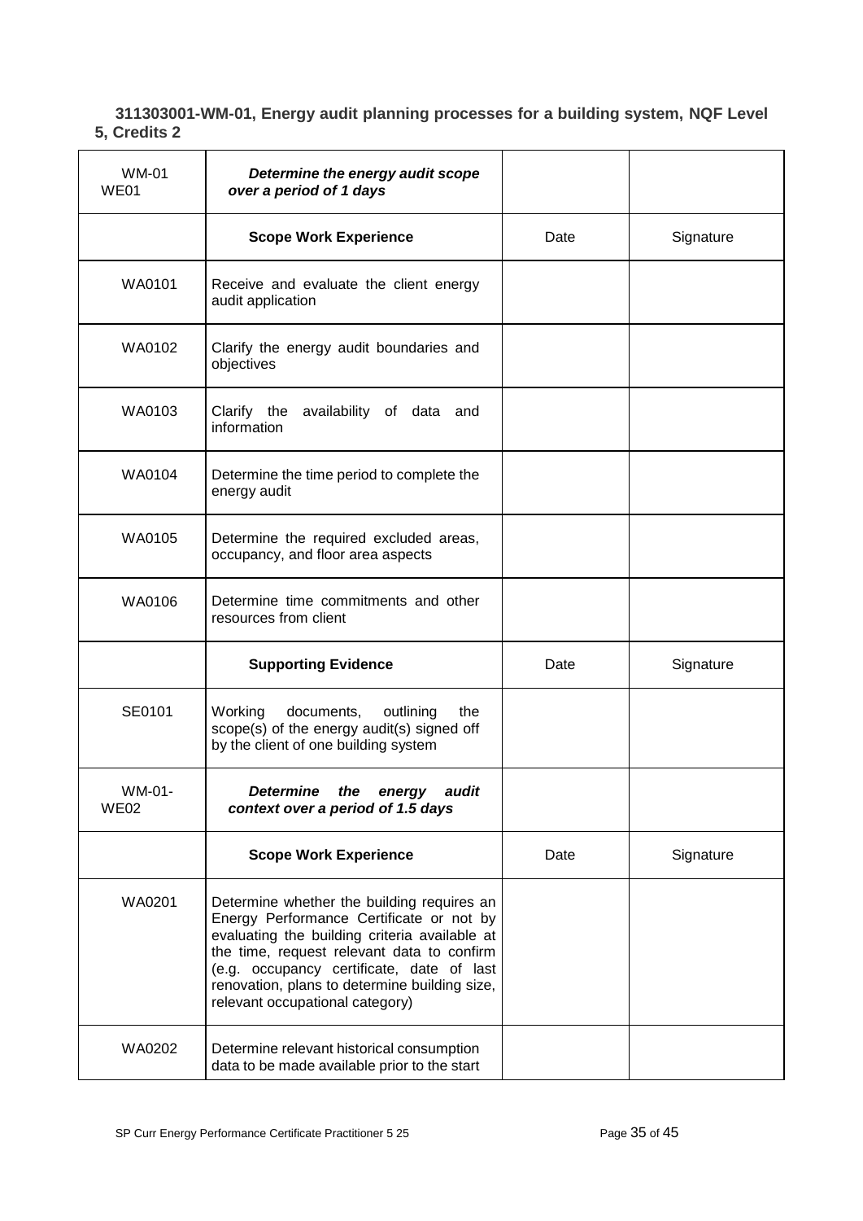**311303001-WM-01, Energy audit planning processes for a building system, NQF Level 5, Credits 2**

| WM-01 WE01 | ***Determine the energy audit scope over a period of 1 days*** | | |
|---|---|---|---|
| | **Scope Work Experience** | Date | Signature |
| WA0101 | Receive and evaluate the client energy audit application | | |
| WA0102 | Clarify the energy audit boundaries and objectives | | |
| WA0103 | Clarify the availability of data and information | | |
| WA0104 | Determine the time period to complete the energy audit | | |
| WA0105 | Determine the required excluded areas, occupancy, and floor area aspects | | |
| WA0106 | Determine time commitments and other resources from client | | |
| | **Supporting Evidence** | Date | Signature |
| SE0101 | Working documents, outlining the scope(s) of the energy audit(s) signed off by the client of one building system | | |
| WM-01-WE02 | ***Determine the energy audit context over a period of 1.5 days*** | | |
| | **Scope Work Experience** | Date | Signature |
| WA0201 | Determine whether the building requires an Energy Performance Certificate or not by evaluating the building criteria available at the time, request relevant data to confirm (e.g. occupancy certificate, date of last renovation, plans to determine building size, relevant occupational category) | | |
| WA0202 | Determine relevant historical consumption data to be made available prior to the start | | |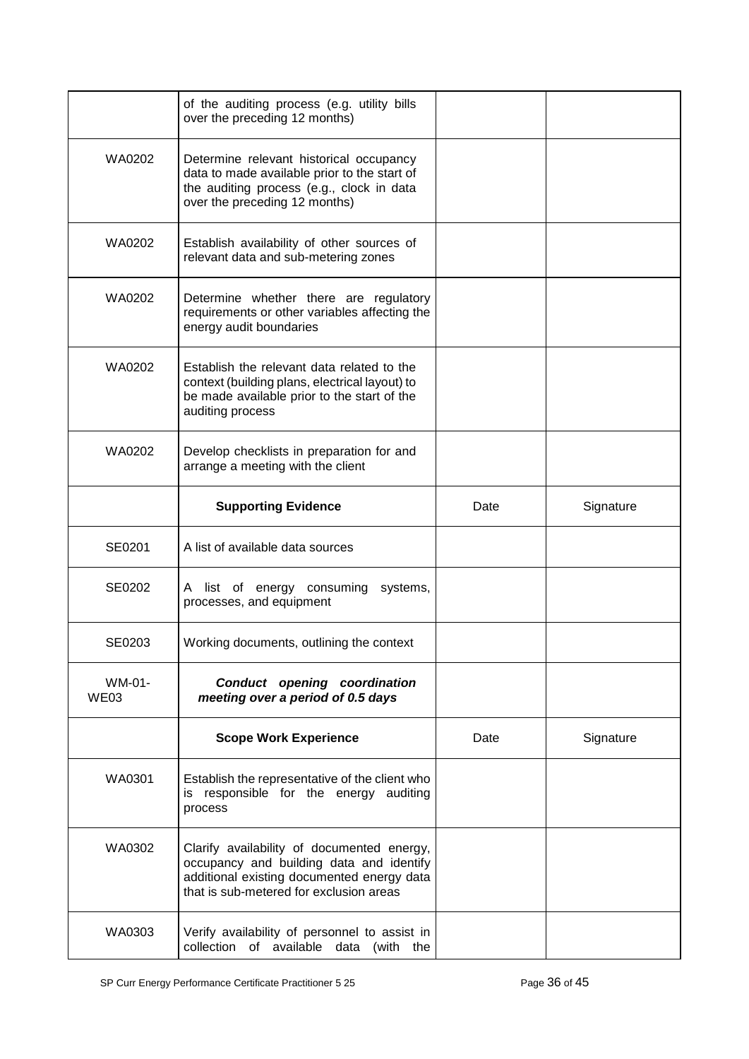| | | | |
|---|---|---|---|
| | of the auditing process (e.g. utility bills over the preceding 12 months) | | |
| WA0202 | Determine relevant historical occupancy data to made available prior to the start of the auditing process (e.g., clock in data over the preceding 12 months) | | |
| WA0202 | Establish availability of other sources of relevant data and sub-metering zones | | |
| WA0202 | Determine whether there are regulatory requirements or other variables affecting the energy audit boundaries | | |
| WA0202 | Establish the relevant data related to the context (building plans, electrical layout) to be made available prior to the start of the auditing process | | |
| WA0202 | Develop checklists in preparation for and arrange a meeting with the client | | |
| | **Supporting Evidence** | Date | Signature |
| SE0201 | A list of available data sources | | |
| SE0202 | A list of energy consuming systems, processes, and equipment | | |
| SE0203 | Working documents, outlining the context | | |
| WM-01-WE03 | ***Conduct opening coordination meeting over a period of 0.5 days*** | | |
| | **Scope Work Experience** | Date | Signature |
| WA0301 | Establish the representative of the client who is responsible for the energy auditing process | | |
| WA0302 | Clarify availability of documented energy, occupancy and building data and identify additional existing documented energy data that is sub-metered for exclusion areas | | |
| WA0303 | Verify availability of personnel to assist in collection of available data (with the | | |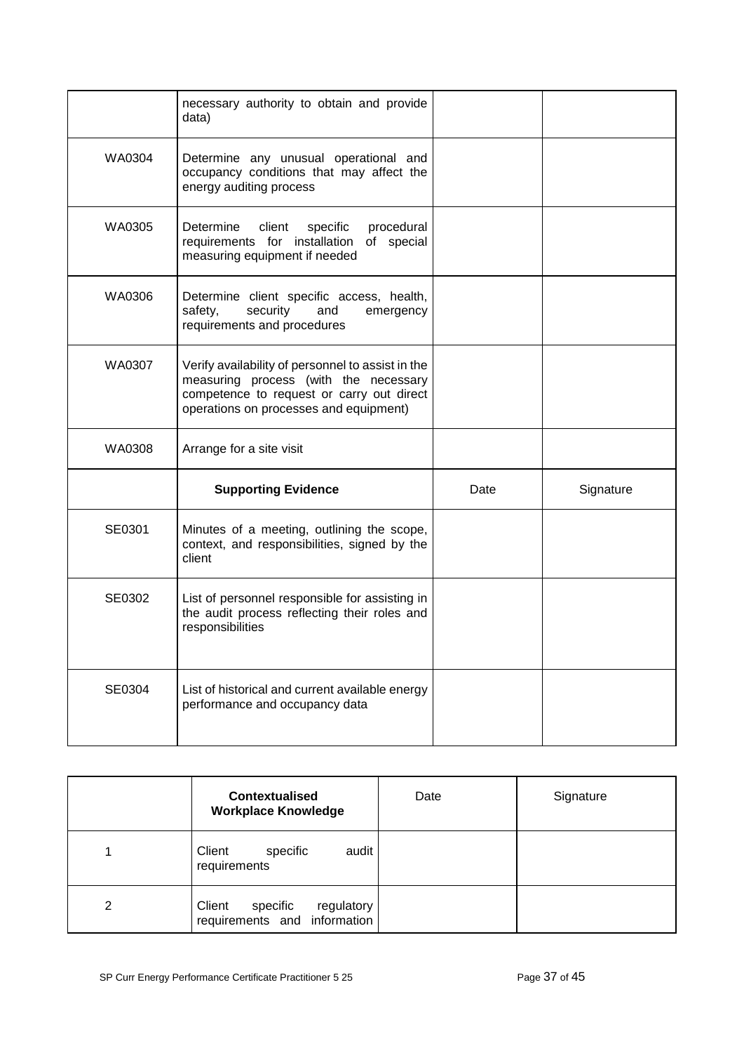| | | | |
|---|---|---|---|
| | necessary authority to obtain and provide data) | | |
| WA0304 | Determine any unusual operational and occupancy conditions that may affect the energy auditing process | | |
| WA0305 | Determine client specific procedural requirements for installation of special measuring equipment if needed | | |
| WA0306 | Determine client specific access, health, safety, security and emergency requirements and procedures | | |
| WA0307 | Verify availability of personnel to assist in the measuring process (with the necessary competence to request or carry out direct operations on processes and equipment) | | |
| WA0308 | Arrange for a site visit | | |
| | **Supporting Evidence** | Date | Signature |
| SE0301 | Minutes of a meeting, outlining the scope, context, and responsibilities, signed by the client | | |
| SE0302 | List of personnel responsible for assisting in the audit process reflecting their roles and responsibilities | | |
| SE0304 | List of historical and current available energy performance and occupancy data | | |

| | **Contextualised Workplace Knowledge** | Date | Signature |
|---|---|---|---|
| 1 | Client specific audit requirements | | |
| 2 | Client specific regulatory requirements and information | | |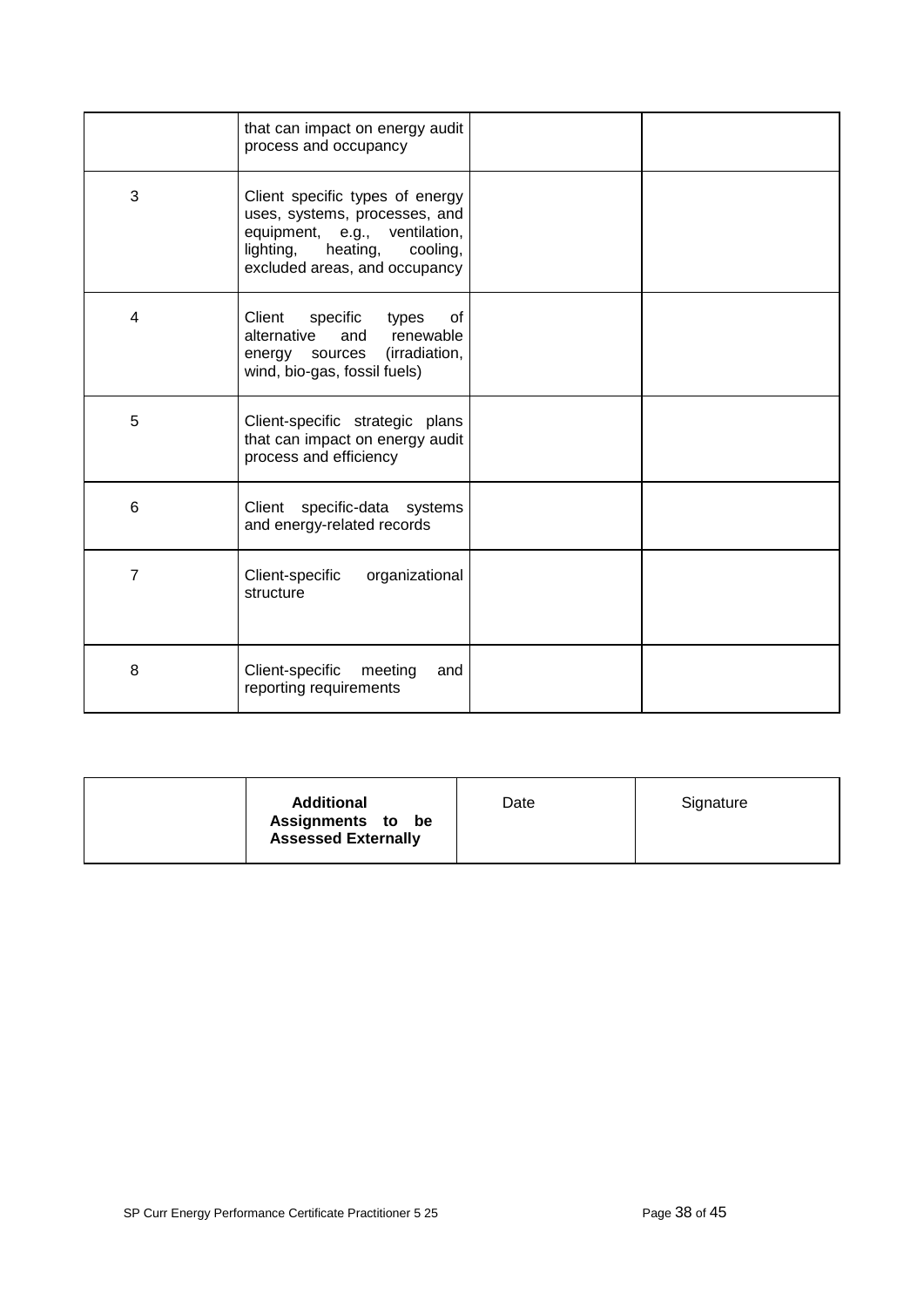| | | | |
|---|---|---|---|
| | that can impact on energy audit process and occupancy | | |
| 3 | Client specific types of energy uses, systems, processes, and equipment, e.g., ventilation, lighting, heating, cooling, excluded areas, and occupancy | | |
| 4 | Client specific types of alternative and renewable energy sources (irradiation, wind, bio-gas, fossil fuels) | | |
| 5 | Client-specific strategic plans that can impact on energy audit process and efficiency | | |
| 6 | Client specific-data systems and energy-related records | | |
| 7 | Client-specific organizational structure | | |
| 8 | Client-specific meeting and reporting requirements | | |

| | **Additional Assignments to be Assessed Externally** | Date | Signature |
|---|---|---|---|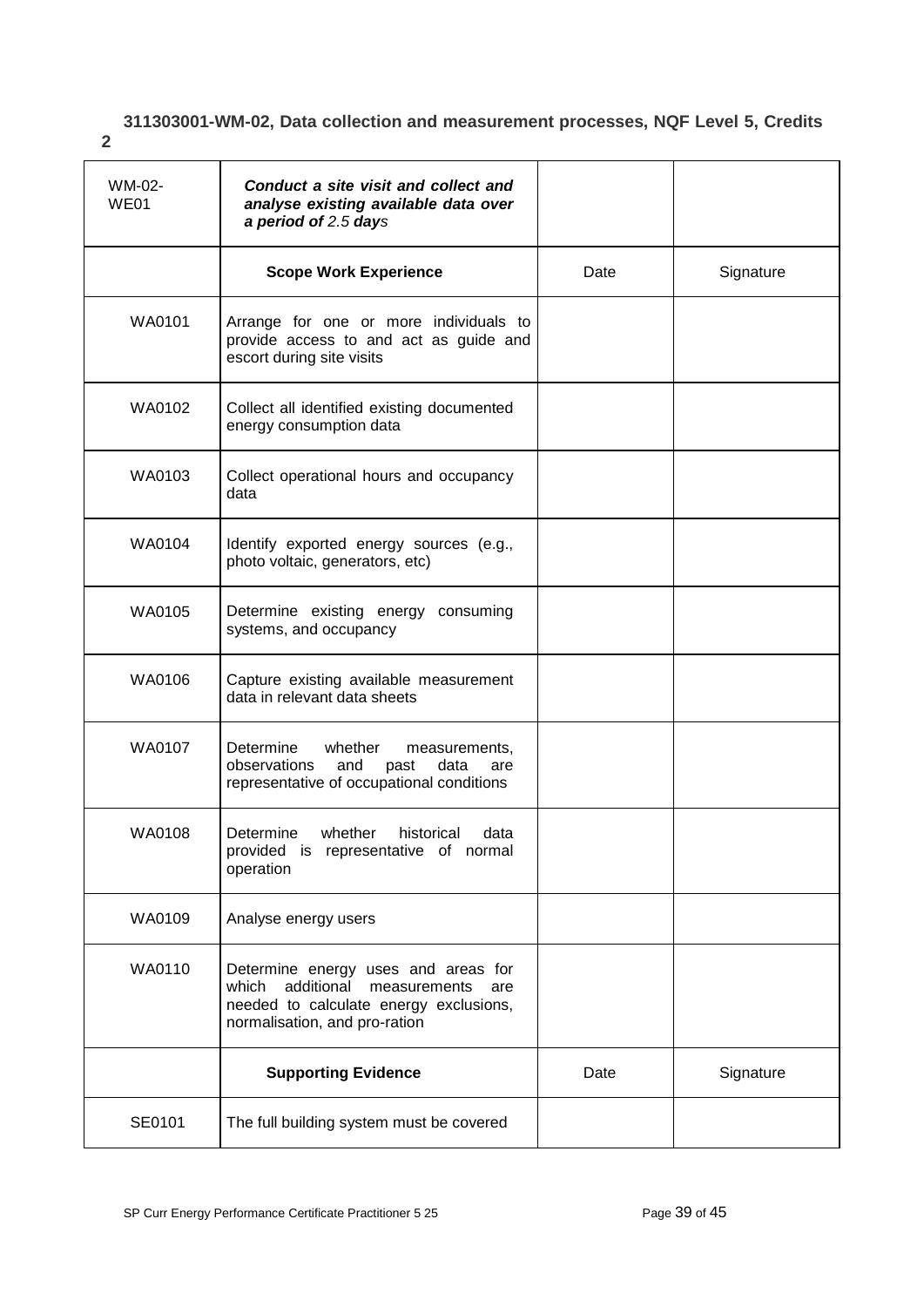**311303001-WM-02, Data collection and measurement processes, NQF Level 5, Credits 2**

| WM-02-WE01 | ***Conduct a site visit and collect and analyse existing available data over a period of** 2.5 **day**s* | | |
|---|---|---|---|
| | **Scope Work Experience** | Date | Signature |
| WA0101 | Arrange for one or more individuals to provide access to and act as guide and escort during site visits | | |
| WA0102 | Collect all identified existing documented energy consumption data | | |
| WA0103 | Collect operational hours and occupancy data | | |
| WA0104 | Identify exported energy sources (e.g., photo voltaic, generators, etc) | | |
| WA0105 | Determine existing energy consuming systems, and occupancy | | |
| WA0106 | Capture existing available measurement data in relevant data sheets | | |
| WA0107 | Determine whether measurements, observations and past data are representative of occupational conditions | | |
| WA0108 | Determine whether historical data provided is representative of normal operation | | |
| WA0109 | Analyse energy users | | |
| WA0110 | Determine energy uses and areas for which additional measurements are needed to calculate energy exclusions, normalisation, and pro-ration | | |
| | **Supporting Evidence** | Date | Signature |
| SE0101 | The full building system must be covered | | |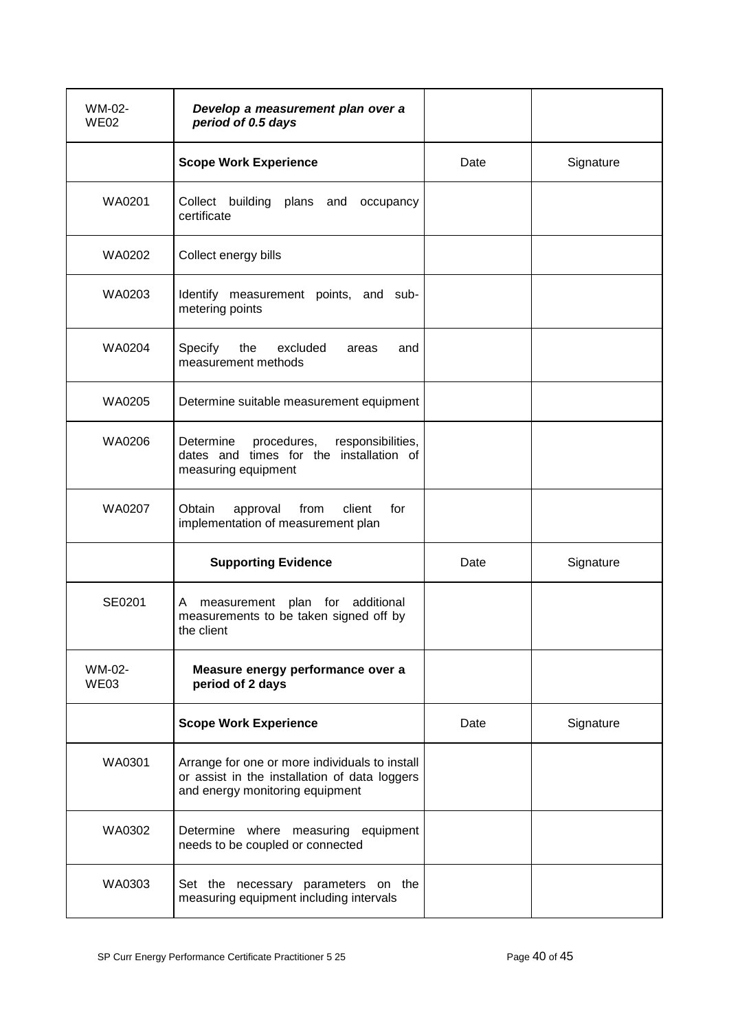| WM-02-WE02 | ***Develop a measurement plan over a period of 0.5 days*** | | |
|---|---|---|---|
| | **Scope Work Experience** | Date | Signature |
| WA0201 | Collect building plans and occupancy certificate | | |
| WA0202 | Collect energy bills | | |
| WA0203 | Identify measurement points, and sub-metering points | | |
| WA0204 | Specify the excluded areas and measurement methods | | |
| WA0205 | Determine suitable measurement equipment | | |
| WA0206 | Determine procedures, responsibilities, dates and times for the installation of measuring equipment | | |
| WA0207 | Obtain approval from client for implementation of measurement plan | | |
| | **Supporting Evidence** | Date | Signature |
| SE0201 | A measurement plan for additional measurements to be taken signed off by the client | | |
| WM-02-WE03 | **Measure energy performance over a period of 2 days** | | |
| | **Scope Work Experience** | Date | Signature |
| WA0301 | Arrange for one or more individuals to install or assist in the installation of data loggers and energy monitoring equipment | | |
| WA0302 | Determine where measuring equipment needs to be coupled or connected | | |
| WA0303 | Set the necessary parameters on the measuring equipment including intervals | | |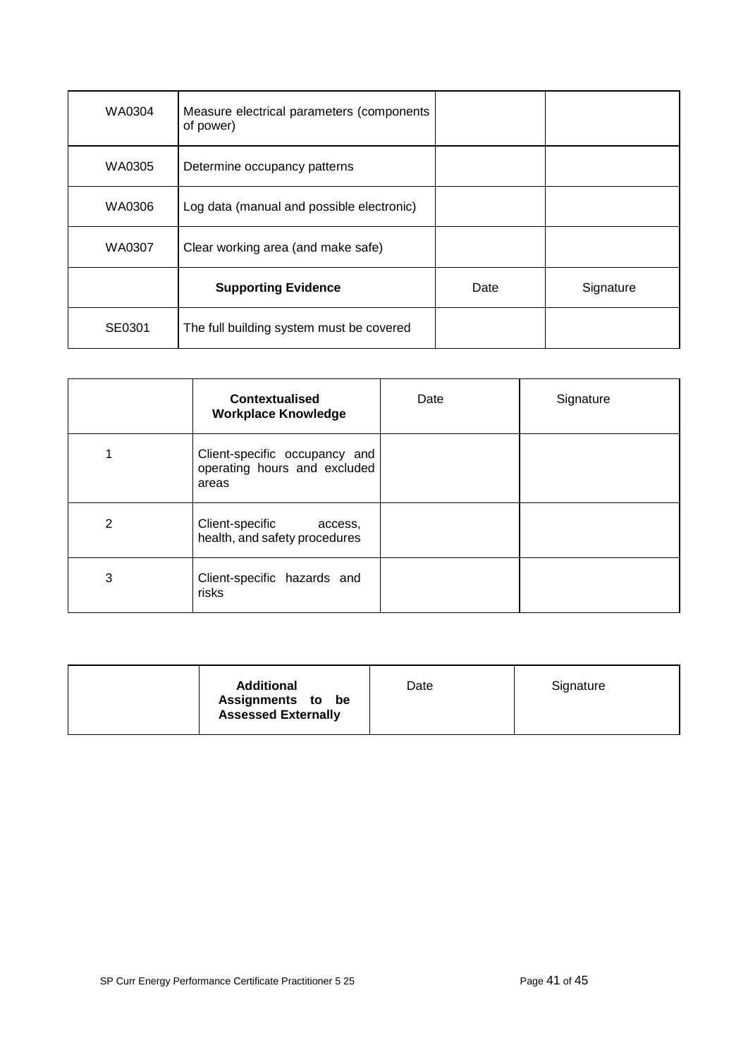| | | | |
|---|---|---|---|
| WA0304 | Measure electrical parameters (components of power) | | |
| WA0305 | Determine occupancy patterns | | |
| WA0306 | Log data (manual and possible electronic) | | |
| WA0307 | Clear working area (and make safe) | | |
| | **Supporting Evidence** | Date | Signature |
| SE0301 | The full building system must be covered | | |

| | **Contextualised Workplace Knowledge** | Date | Signature |
|---|---|---|---|
| 1 | Client-specific occupancy and operating hours and excluded areas | | |
| 2 | Client-specific access, health, and safety procedures | | |
| 3 | Client-specific hazards and risks | | |

| | **Additional Assignments to be Assessed Externally** | Date | Signature |
|---|---|---|---|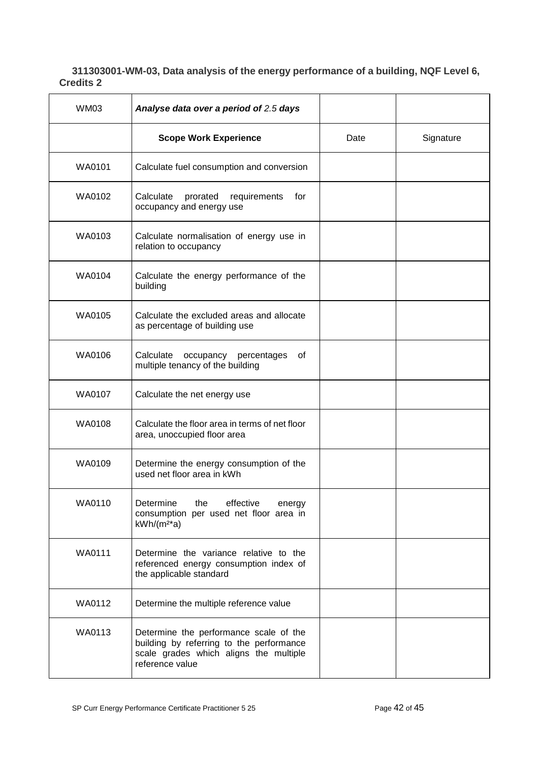**311303001-WM-03, Data analysis of the energy performance of a building, NQF Level 6, Credits 2**

| WM03 | ***Analyse data over a period of*** *2.5* ***days*** | | |
|---|---|---|---|
| | **Scope Work Experience** | Date | Signature |
| WA0101 | Calculate fuel consumption and conversion | | |
| WA0102 | Calculate prorated requirements for occupancy and energy use | | |
| WA0103 | Calculate normalisation of energy use in relation to occupancy | | |
| WA0104 | Calculate the energy performance of the building | | |
| WA0105 | Calculate the excluded areas and allocate as percentage of building use | | |
| WA0106 | Calculate occupancy percentages of multiple tenancy of the building | | |
| WA0107 | Calculate the net energy use | | |
| WA0108 | Calculate the floor area in terms of net floor area, unoccupied floor area | | |
| WA0109 | Determine the energy consumption of the used net floor area in kWh | | |
| WA0110 | Determine the effective energy consumption per used net floor area in $kWh/(m^2*a)$ | | |
| WA0111 | Determine the variance relative to the referenced energy consumption index of the applicable standard | | |
| WA0112 | Determine the multiple reference value | | |
| WA0113 | Determine the performance scale of the building by referring to the performance scale grades which aligns the multiple reference value | | |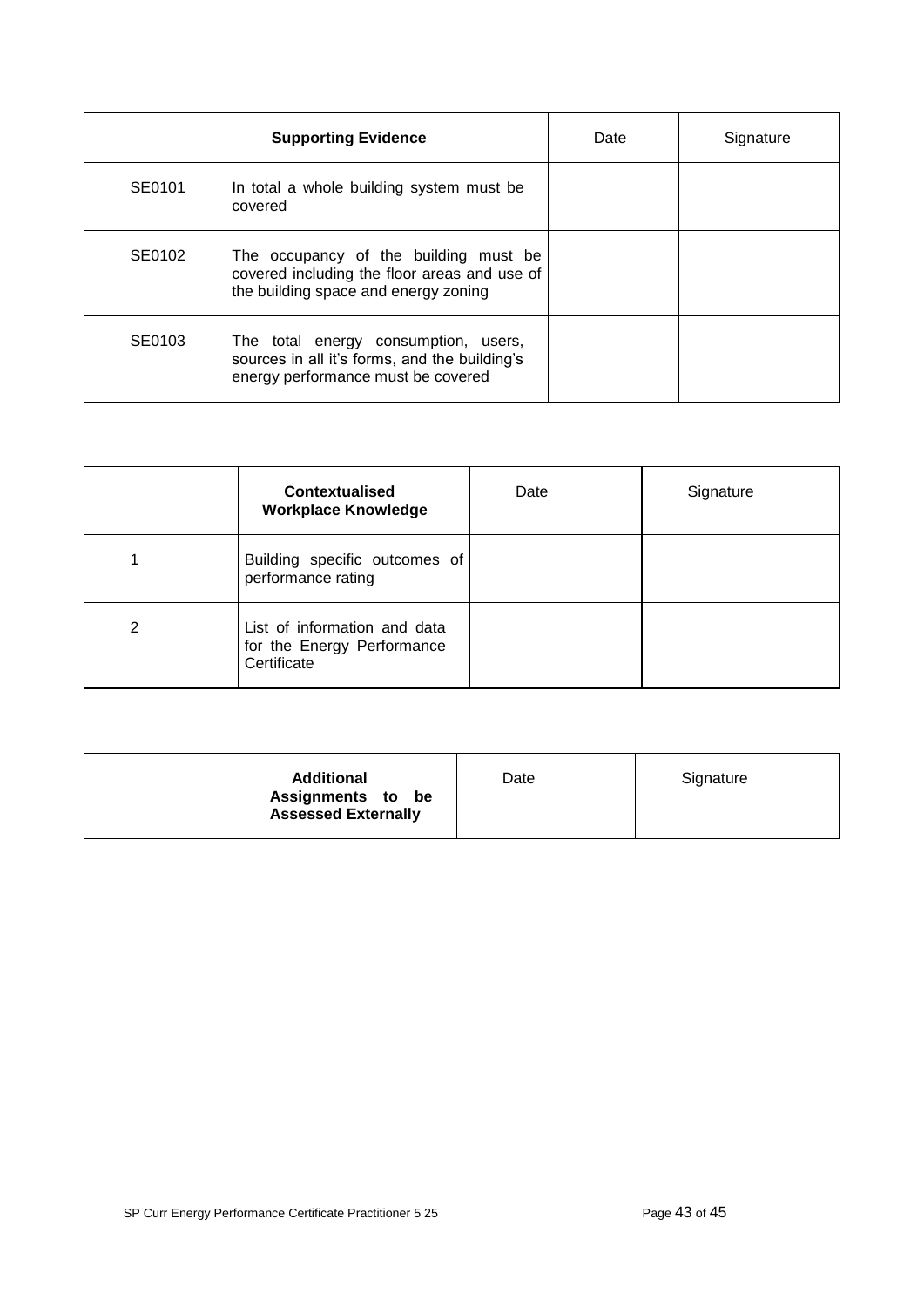| | **Supporting Evidence** | Date | Signature |
|---|---|---|---|
| SE0101 | In total a whole building system must be covered | | |
| SE0102 | The occupancy of the building must be covered including the floor areas and use of the building space and energy zoning | | |
| SE0103 | The total energy consumption, users, sources in all it's forms, and the building's energy performance must be covered | | |

| | **Contextualised Workplace Knowledge** | Date | Signature |
|---|---|---|---|
| 1 | Building specific outcomes of performance rating | | |
| 2 | List of information and data for the Energy Performance Certificate | | |

| | **Additional Assignments to be Assessed Externally** | Date | Signature |
|---|---|---|---|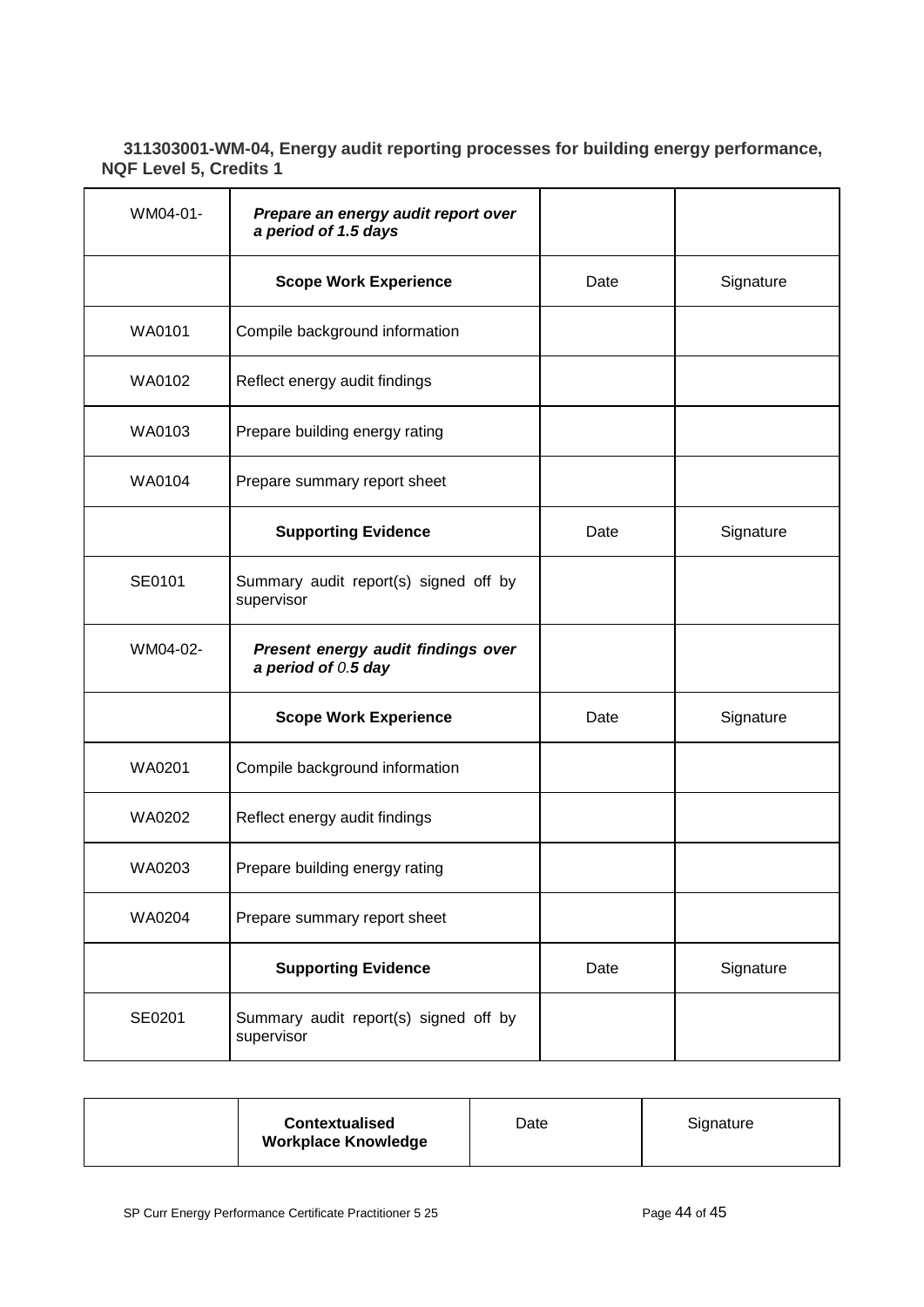**311303001-WM-04, Energy audit reporting processes for building energy performance, NQF Level 5, Credits 1**

| WM04-01- | ***Prepare an energy audit report over a period of 1.5 days*** | | |
|---|---|---|---|
| | **Scope Work Experience** | Date | Signature |
| WA0101 | Compile background information | | |
| WA0102 | Reflect energy audit findings | | |
| WA0103 | Prepare building energy rating | | |
| WA0104 | Prepare summary report sheet | | |
| | **Supporting Evidence** | Date | Signature |
| SE0101 | Summary audit report(s) signed off by supervisor | | |
| WM04-02- | ***Present energy audit findings over a period of 0.5 day*** | | |
| | **Scope Work Experience** | Date | Signature |
| WA0201 | Compile background information | | |
| WA0202 | Reflect energy audit findings | | |
| WA0203 | Prepare building energy rating | | |
| WA0204 | Prepare summary report sheet | | |
| | **Supporting Evidence** | Date | Signature |
| SE0201 | Summary audit report(s) signed off by supervisor | | |

| | **Contextualised Workplace Knowledge** | Date | Signature |
|---|---|---|---|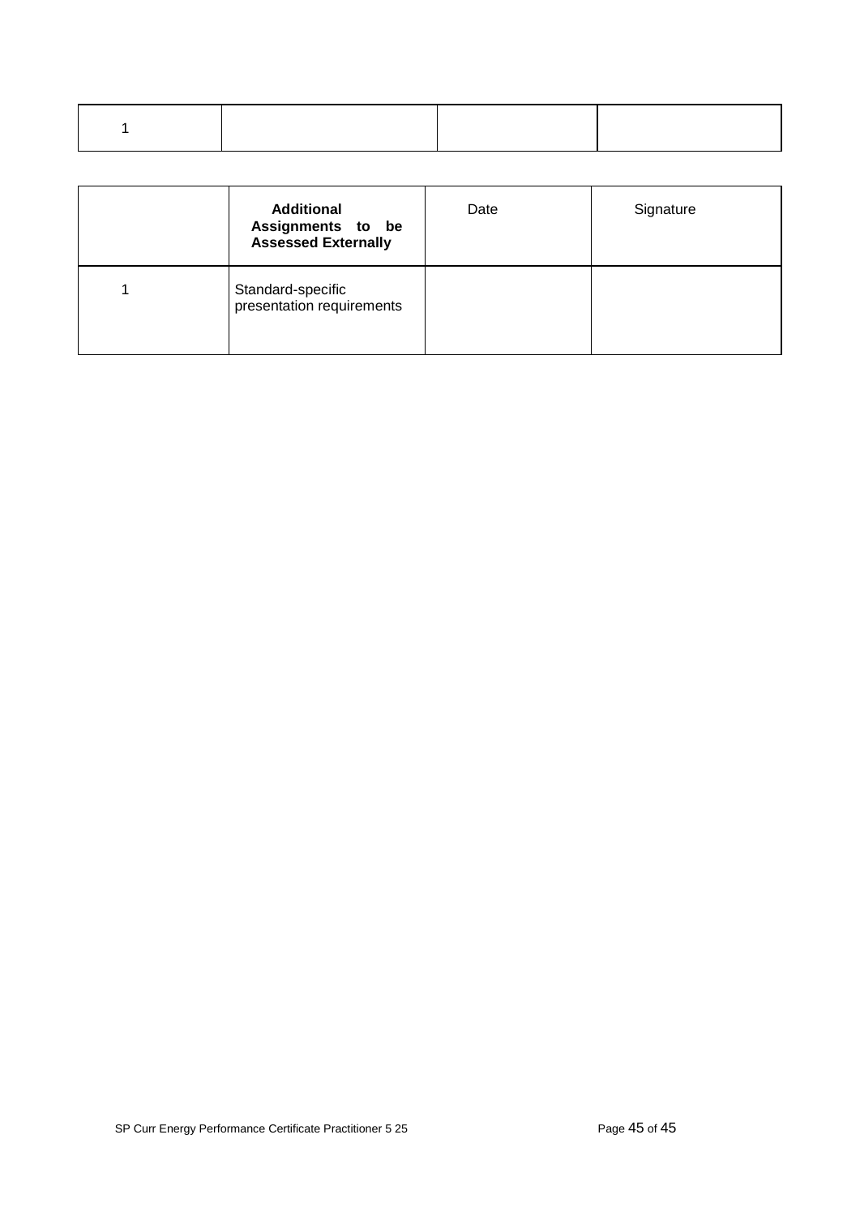| | | | |
|---|---|---|---|
| 1 | | | |

| | Additional Assignments to be Assessed Externally | Date | Signature |
|---|---|---|---|
| 1 | Standard-specific presentation requirements | | |